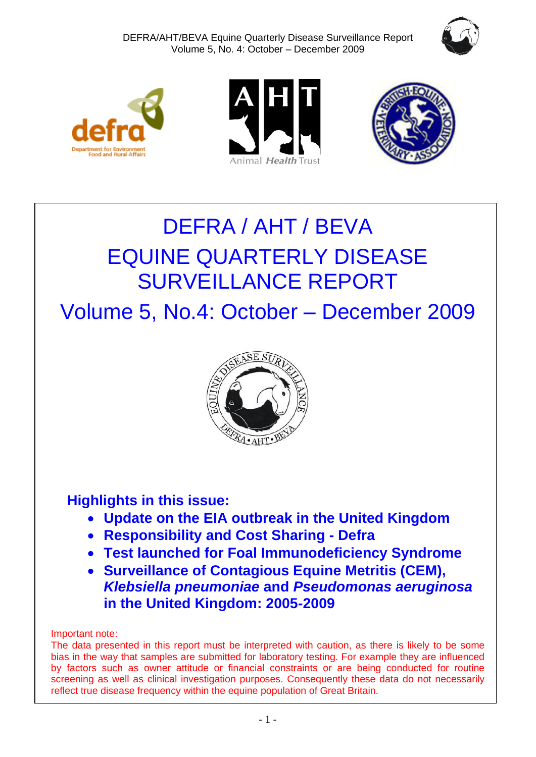# DEFRA / AHT / BEVA

# EQUINE QUARTERLY DISEASE SURVEILLANCE REPORT

## Volume 5, No.4: October – December 2009

### Highlights in this issue:

- **Update on the EIA outbreak in the United Kingdom**
- **Responsibility and Cost Sharing - Defra**
- **Test launched for Foal Immunodeficiency Syndrome**
- **Surveillance of Contagious Equine Metritis (CEM), *Klebsiella pneumoniae* and *Pseudomonas aeruginosa* in the United Kingdom: 2005-2009**

Important note:

The data presented in this report must be interpreted with caution, as there is likely to be some bias in the way that samples are submitted for laboratory testing. For example they are influenced by factors such as owner attitude or financial constraints or are being conducted for routine screening as well as clinical investigation purposes. Consequently these data do not necessarily reflect true disease frequency within the equine population of Great Britain.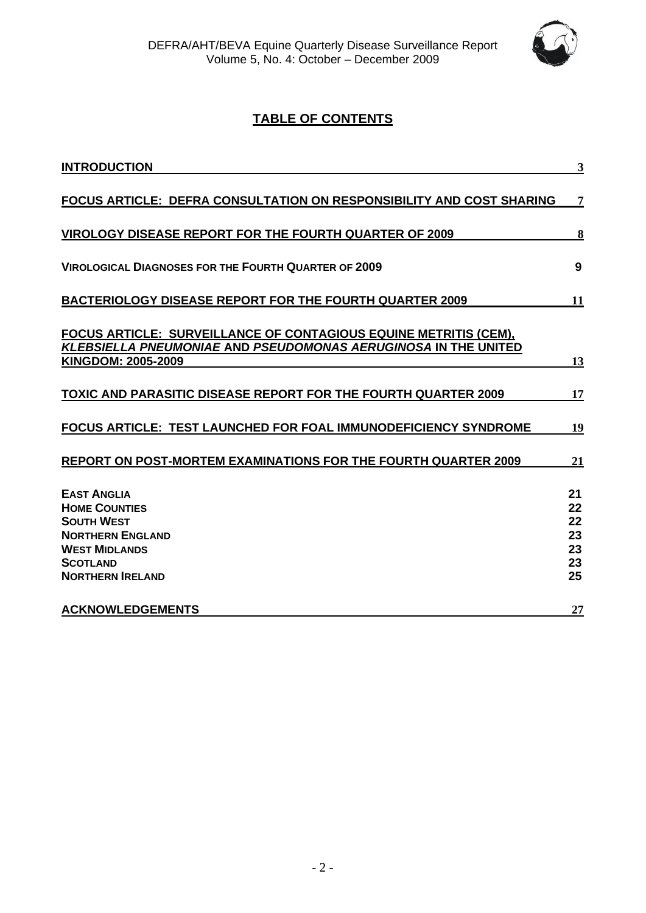## TABLE OF CONTENTS

| | |
|---|---|
| **INTRODUCTION** | 3 |
| **FOCUS ARTICLE: DEFRA CONSULTATION ON RESPONSIBILITY AND COST SHARING** | 7 |
| **VIROLOGY DISEASE REPORT FOR THE FOURTH QUARTER OF 2009** | 8 |
| **VIROLOGICAL DIAGNOSES FOR THE FOURTH QUARTER OF 2009** | 9 |
| **BACTERIOLOGY DISEASE REPORT FOR THE FOURTH QUARTER 2009** | 11 |
| **FOCUS ARTICLE: SURVEILLANCE OF CONTAGIOUS EQUINE METRITIS (CEM), *KLEBSIELLA PNEUMONIAE* AND *PSEUDOMONAS AERUGINOSA* IN THE UNITED KINGDOM: 2005-2009** | 13 |
| **TOXIC AND PARASITIC DISEASE REPORT FOR THE FOURTH QUARTER 2009** | 17 |
| **FOCUS ARTICLE: TEST LAUNCHED FOR FOAL IMMUNODEFICIENCY SYNDROME** | 19 |
| **REPORT ON POST-MORTEM EXAMINATIONS FOR THE FOURTH QUARTER 2009** | 21 |
| **EAST ANGLIA** | 21 |
| **HOME COUNTIES** | 22 |
| **SOUTH WEST** | 22 |
| **NORTHERN ENGLAND** | 23 |
| **WEST MIDLANDS** | 23 |
| **SCOTLAND** | 23 |
| **NORTHERN IRELAND** | 25 |
| **ACKNOWLEDGEMENTS** | 27 |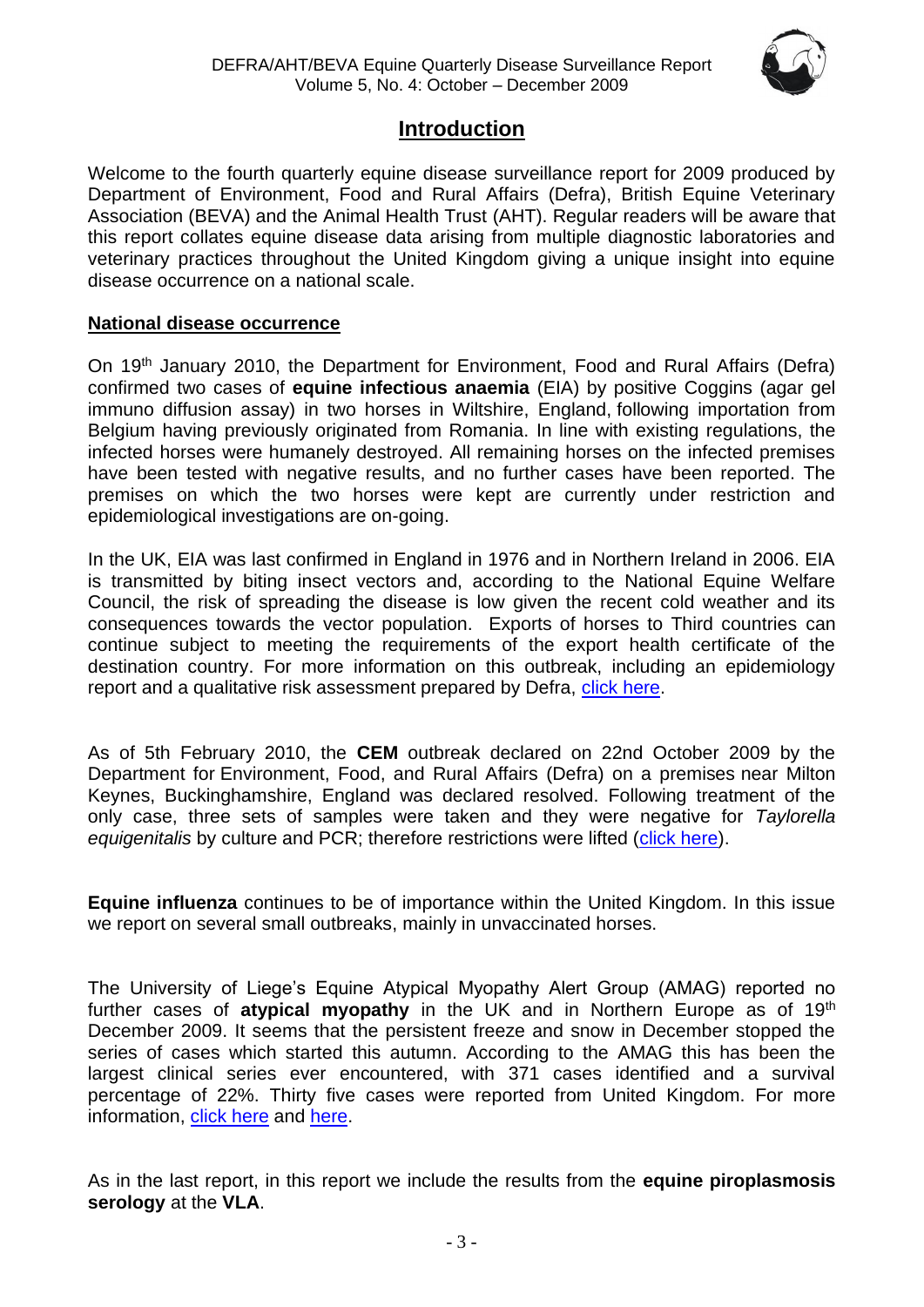# Introduction

Welcome to the fourth quarterly equine disease surveillance report for 2009 produced by Department of Environment, Food and Rural Affairs (Defra), British Equine Veterinary Association (BEVA) and the Animal Health Trust (AHT). Regular readers will be aware that this report collates equine disease data arising from multiple diagnostic laboratories and veterinary practices throughout the United Kingdom giving a unique insight into equine disease occurrence on a national scale.

## National disease occurrence

On 19th January 2010, the Department for Environment, Food and Rural Affairs (Defra) confirmed two cases of **equine infectious anaemia** (EIA) by positive Coggins (agar gel immuno diffusion assay) in two horses in Wiltshire, England, following importation from Belgium having previously originated from Romania. In line with existing regulations, the infected horses were humanely destroyed. All remaining horses on the infected premises have been tested with negative results, and no further cases have been reported. The premises on which the two horses were kept are currently under restriction and epidemiological investigations are on-going.

In the UK, EIA was last confirmed in England in 1976 and in Northern Ireland in 2006. EIA is transmitted by biting insect vectors and, according to the National Equine Welfare Council, the risk of spreading the disease is low given the recent cold weather and its consequences towards the vector population. Exports of horses to Third countries can continue subject to meeting the requirements of the export health certificate of the destination country. For more information on this outbreak, including an epidemiology report and a qualitative risk assessment prepared by Defra, click here.

As of 5th February 2010, the **CEM** outbreak declared on 22nd October 2009 by the Department for Environment, Food, and Rural Affairs (Defra) on a premises near Milton Keynes, Buckinghamshire, England was declared resolved. Following treatment of the only case, three sets of samples were taken and they were negative for *Taylorella equigenitalis* by culture and PCR; therefore restrictions were lifted (click here).

**Equine influenza** continues to be of importance within the United Kingdom. In this issue we report on several small outbreaks, mainly in unvaccinated horses.

The University of Liege's Equine Atypical Myopathy Alert Group (AMAG) reported no further cases of **atypical myopathy** in the UK and in Northern Europe as of 19th December 2009. It seems that the persistent freeze and snow in December stopped the series of cases which started this autumn. According to the AMAG this has been the largest clinical series ever encountered, with 371 cases identified and a survival percentage of 22%. Thirty five cases were reported from United Kingdom. For more information, click here and here.

As in the last report, in this report we include the results from the **equine piroplasmosis serology** at the **VLA**.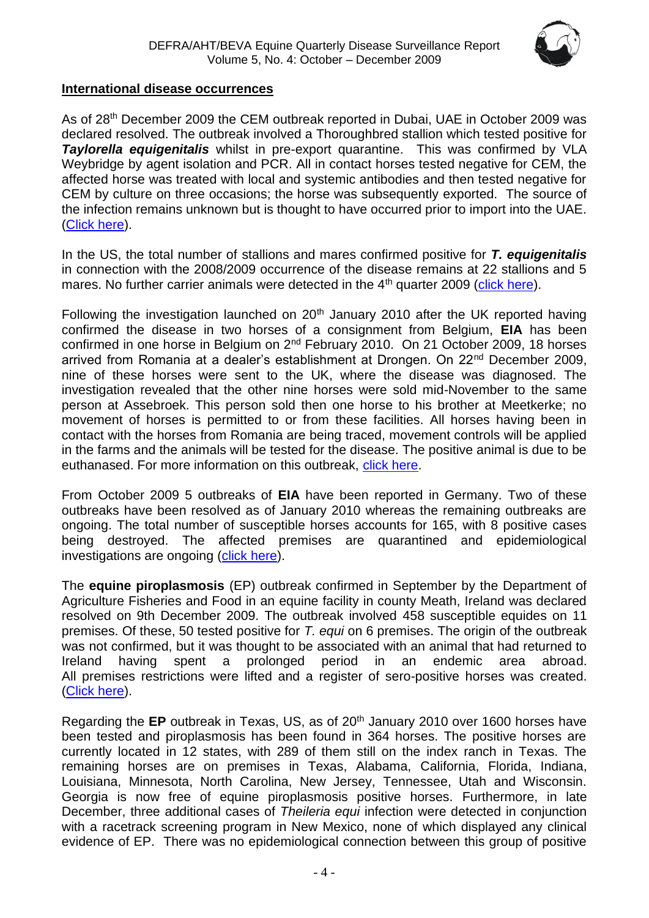## International disease occurrences

As of 28th December 2009 the CEM outbreak reported in Dubai, UAE in October 2009 was declared resolved. The outbreak involved a Thoroughbred stallion which tested positive for ***Taylorella equigenitalis*** whilst in pre-export quarantine. This was confirmed by VLA Weybridge by agent isolation and PCR. All in contact horses tested negative for CEM, the affected horse was treated with local and systemic antibodies and then tested negative for CEM by culture on three occasions; the horse was subsequently exported. The source of the infection remains unknown but is thought to have occurred prior to import into the UAE. (Click here).

In the US, the total number of stallions and mares confirmed positive for ***T. equigenitalis*** in connection with the 2008/2009 occurrence of the disease remains at 22 stallions and 5 mares. No further carrier animals were detected in the 4th quarter 2009 (click here).

Following the investigation launched on 20th January 2010 after the UK reported having confirmed the disease in two horses of a consignment from Belgium, **EIA** has been confirmed in one horse in Belgium on 2nd February 2010. On 21 October 2009, 18 horses arrived from Romania at a dealer's establishment at Drongen. On 22nd December 2009, nine of these horses were sent to the UK, where the disease was diagnosed. The investigation revealed that the other nine horses were sold mid-November to the same person at Assebroek. This person sold then one horse to his brother at Meetkerke; no movement of horses is permitted to or from these facilities. All horses having been in contact with the horses from Romania are being traced, movement controls will be applied in the farms and the animals will be tested for the disease. The positive animal is due to be euthanased. For more information on this outbreak, click here.

From October 2009 5 outbreaks of **EIA** have been reported in Germany. Two of these outbreaks have been resolved as of January 2010 whereas the remaining outbreaks are ongoing. The total number of susceptible horses accounts for 165, with 8 positive cases being destroyed. The affected premises are quarantined and epidemiological investigations are ongoing (click here).

The **equine piroplasmosis** (EP) outbreak confirmed in September by the Department of Agriculture Fisheries and Food in an equine facility in county Meath, Ireland was declared resolved on 9th December 2009. The outbreak involved 458 susceptible equides on 11 premises. Of these, 50 tested positive for *T. equi* on 6 premises. The origin of the outbreak was not confirmed, but it was thought to be associated with an animal that had returned to Ireland having spent a prolonged period in an endemic area abroad. All premises restrictions were lifted and a register of sero-positive horses was created. (Click here).

Regarding the **EP** outbreak in Texas, US, as of 20th January 2010 over 1600 horses have been tested and piroplasmosis has been found in 364 horses. The positive horses are currently located in 12 states, with 289 of them still on the index ranch in Texas. The remaining horses are on premises in Texas, Alabama, California, Florida, Indiana, Louisiana, Minnesota, North Carolina, New Jersey, Tennessee, Utah and Wisconsin. Georgia is now free of equine piroplasmosis positive horses. Furthermore, in late December, three additional cases of *Theileria equi* infection were detected in conjunction with a racetrack screening program in New Mexico, none of which displayed any clinical evidence of EP. There was no epidemiological connection between this group of positive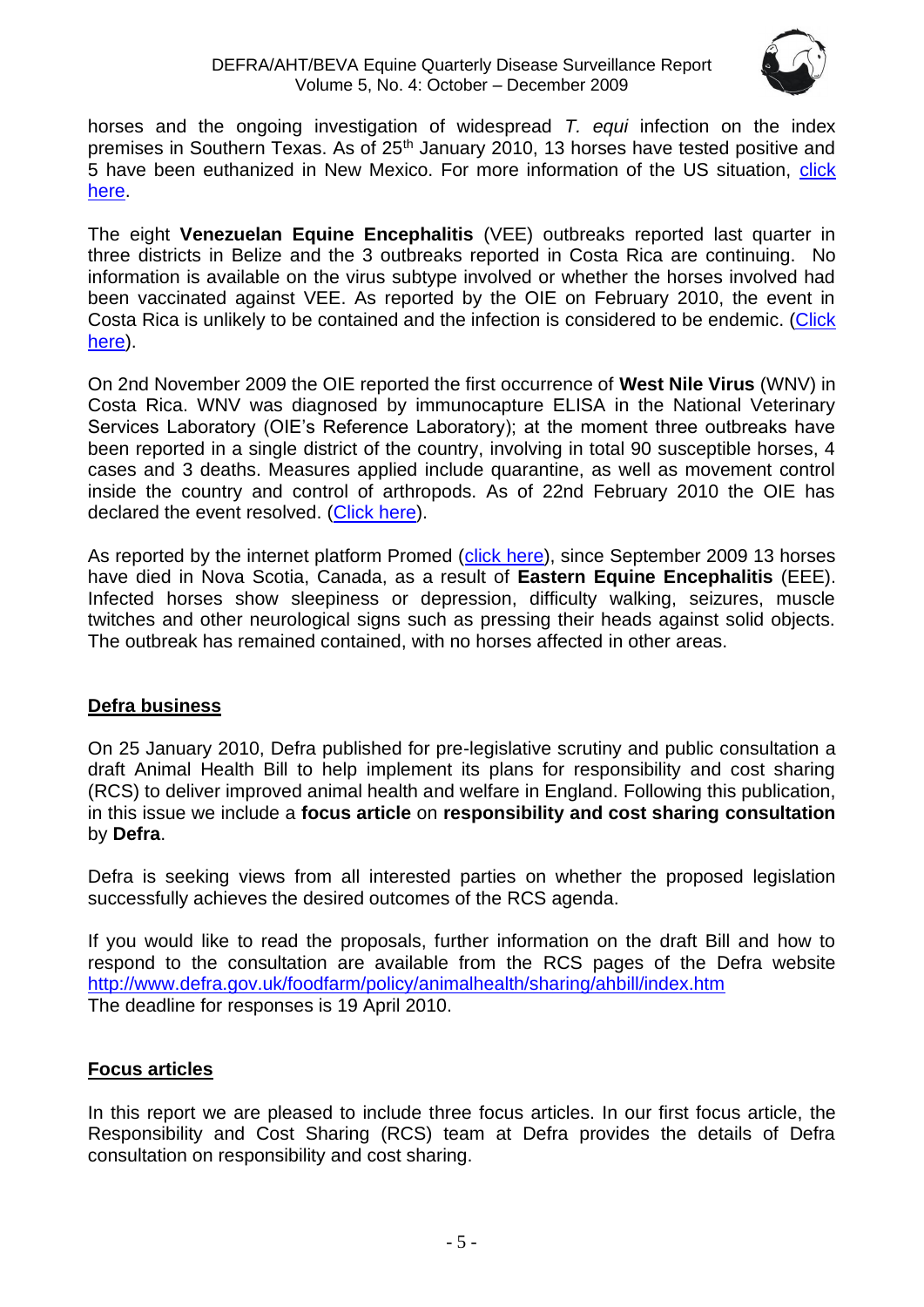horses and the ongoing investigation of widespread *T. equi* infection on the index premises in Southern Texas. As of 25th January 2010, 13 horses have tested positive and 5 have been euthanized in New Mexico. For more information of the US situation, click here.

The eight **Venezuelan Equine Encephalitis** (VEE) outbreaks reported last quarter in three districts in Belize and the 3 outbreaks reported in Costa Rica are continuing. No information is available on the virus subtype involved or whether the horses involved had been vaccinated against VEE. As reported by the OIE on February 2010, the event in Costa Rica is unlikely to be contained and the infection is considered to be endemic. (Click here).

On 2nd November 2009 the OIE reported the first occurrence of **West Nile Virus** (WNV) in Costa Rica. WNV was diagnosed by immunocapture ELISA in the National Veterinary Services Laboratory (OIE's Reference Laboratory); at the moment three outbreaks have been reported in a single district of the country, involving in total 90 susceptible horses, 4 cases and 3 deaths. Measures applied include quarantine, as well as movement control inside the country and control of arthropods. As of 22nd February 2010 the OIE has declared the event resolved. (Click here).

As reported by the internet platform Promed (click here), since September 2009 13 horses have died in Nova Scotia, Canada, as a result of **Eastern Equine Encephalitis** (EEE). Infected horses show sleepiness or depression, difficulty walking, seizures, muscle twitches and other neurological signs such as pressing their heads against solid objects. The outbreak has remained contained, with no horses affected in other areas.

## Defra business

On 25 January 2010, Defra published for pre-legislative scrutiny and public consultation a draft Animal Health Bill to help implement its plans for responsibility and cost sharing (RCS) to deliver improved animal health and welfare in England. Following this publication, in this issue we include a **focus article** on **responsibility and cost sharing consultation** by **Defra**.

Defra is seeking views from all interested parties on whether the proposed legislation successfully achieves the desired outcomes of the RCS agenda.

If you would like to read the proposals, further information on the draft Bill and how to respond to the consultation are available from the RCS pages of the Defra website http://www.defra.gov.uk/foodfarm/policy/animalhealth/sharing/ahbill/index.htm
The deadline for responses is 19 April 2010.

## Focus articles

In this report we are pleased to include three focus articles. In our first focus article, the Responsibility and Cost Sharing (RCS) team at Defra provides the details of Defra consultation on responsibility and cost sharing.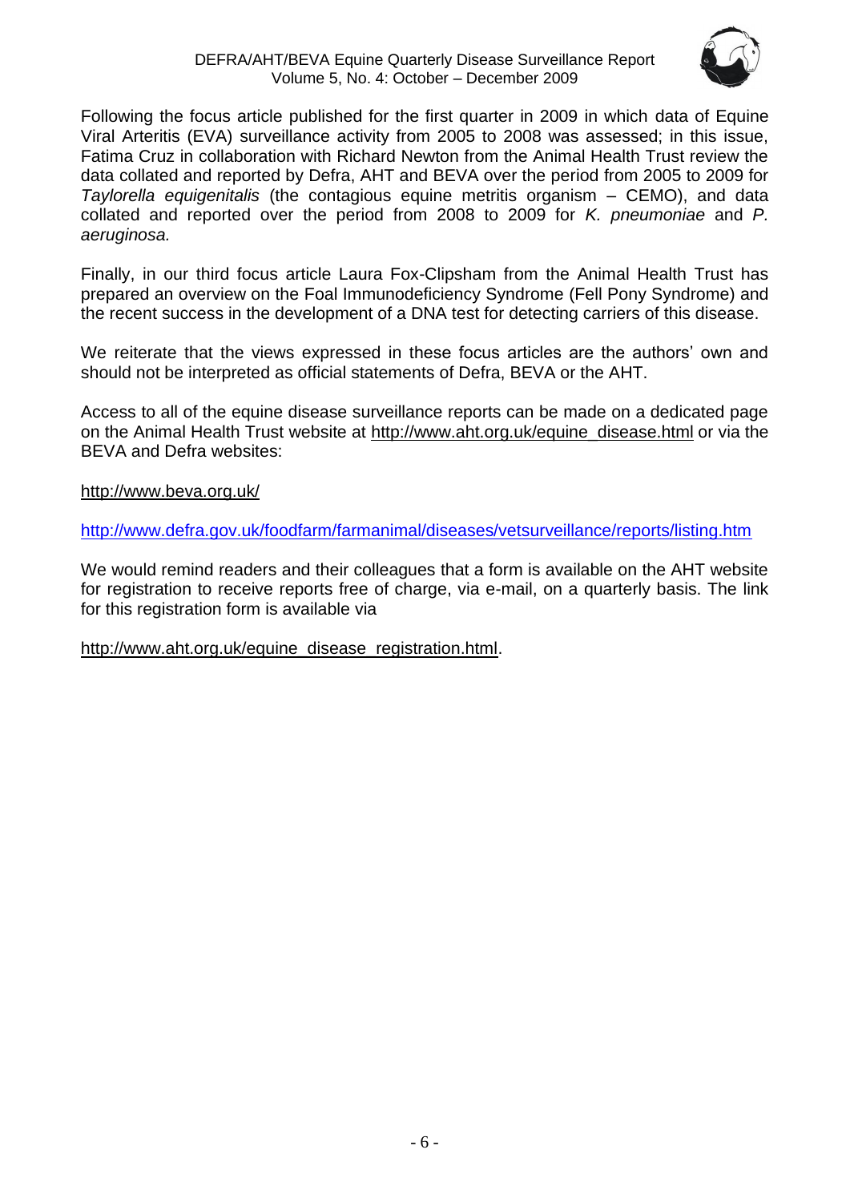Following the focus article published for the first quarter in 2009 in which data of Equine Viral Arteritis (EVA) surveillance activity from 2005 to 2008 was assessed; in this issue, Fatima Cruz in collaboration with Richard Newton from the Animal Health Trust review the data collated and reported by Defra, AHT and BEVA over the period from 2005 to 2009 for *Taylorella equigenitalis* (the contagious equine metritis organism – CEMO), and data collated and reported over the period from 2008 to 2009 for *K. pneumoniae* and *P. aeruginosa.*

Finally, in our third focus article Laura Fox-Clipsham from the Animal Health Trust has prepared an overview on the Foal Immunodeficiency Syndrome (Fell Pony Syndrome) and the recent success in the development of a DNA test for detecting carriers of this disease.

We reiterate that the views expressed in these focus articles are the authors' own and should not be interpreted as official statements of Defra, BEVA or the AHT.

Access to all of the equine disease surveillance reports can be made on a dedicated page on the Animal Health Trust website at http://www.aht.org.uk/equine_disease.html or via the BEVA and Defra websites:

http://www.beva.org.uk/

http://www.defra.gov.uk/foodfarm/farmanimal/diseases/vetsurveillance/reports/listing.htm

We would remind readers and their colleagues that a form is available on the AHT website for registration to receive reports free of charge, via e-mail, on a quarterly basis. The link for this registration form is available via

http://www.aht.org.uk/equine_disease_registration.html.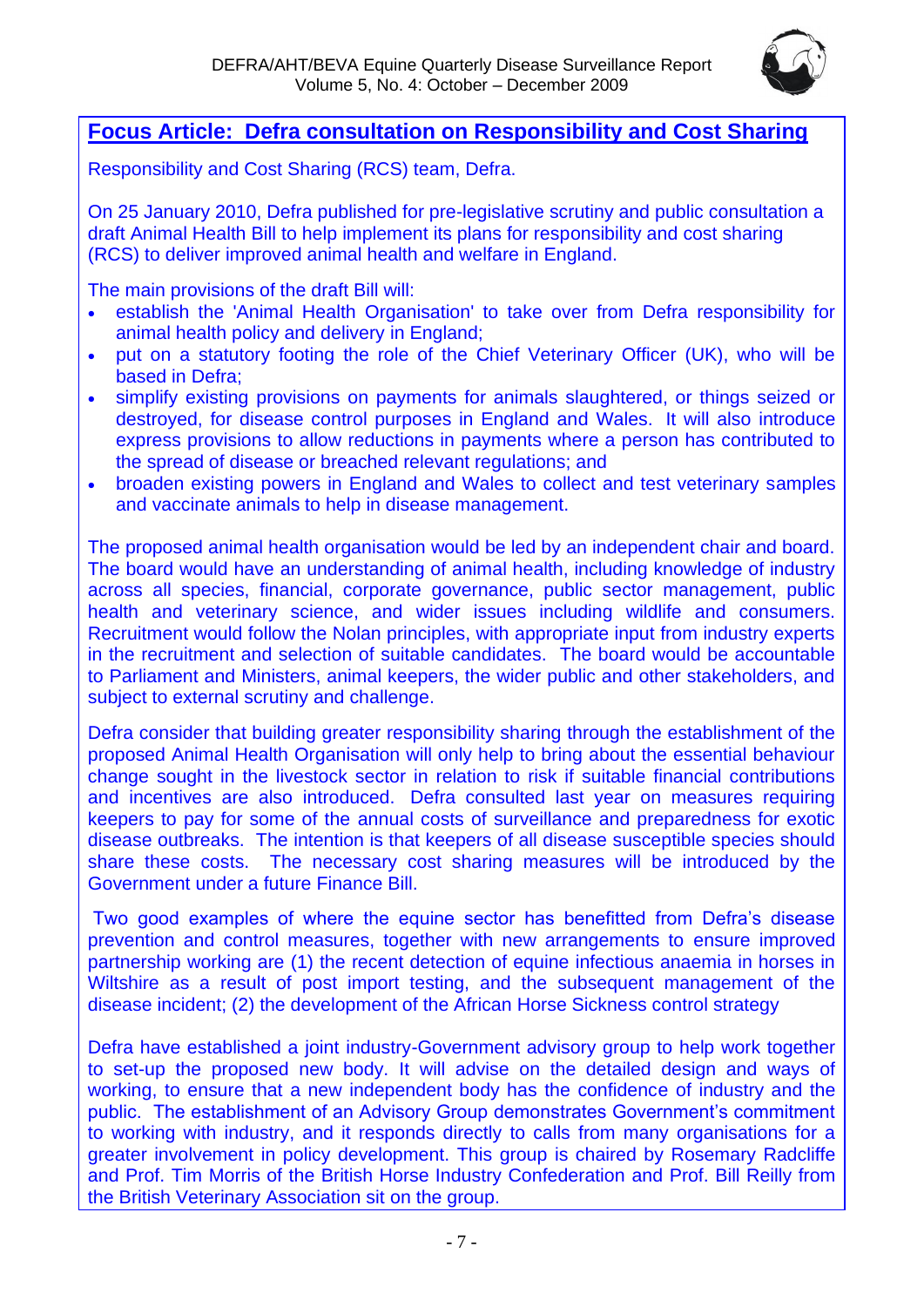## Focus Article: Defra consultation on Responsibility and Cost Sharing

Responsibility and Cost Sharing (RCS) team, Defra.

On 25 January 2010, Defra published for pre-legislative scrutiny and public consultation a draft Animal Health Bill to help implement its plans for responsibility and cost sharing (RCS) to deliver improved animal health and welfare in England.

The main provisions of the draft Bill will:

- establish the 'Animal Health Organisation' to take over from Defra responsibility for animal health policy and delivery in England;
- put on a statutory footing the role of the Chief Veterinary Officer (UK), who will be based in Defra;
- simplify existing provisions on payments for animals slaughtered, or things seized or destroyed, for disease control purposes in England and Wales. It will also introduce express provisions to allow reductions in payments where a person has contributed to the spread of disease or breached relevant regulations; and
- broaden existing powers in England and Wales to collect and test veterinary samples and vaccinate animals to help in disease management.

The proposed animal health organisation would be led by an independent chair and board. The board would have an understanding of animal health, including knowledge of industry across all species, financial, corporate governance, public sector management, public health and veterinary science, and wider issues including wildlife and consumers. Recruitment would follow the Nolan principles, with appropriate input from industry experts in the recruitment and selection of suitable candidates. The board would be accountable to Parliament and Ministers, animal keepers, the wider public and other stakeholders, and subject to external scrutiny and challenge.

Defra consider that building greater responsibility sharing through the establishment of the proposed Animal Health Organisation will only help to bring about the essential behaviour change sought in the livestock sector in relation to risk if suitable financial contributions and incentives are also introduced. Defra consulted last year on measures requiring keepers to pay for some of the annual costs of surveillance and preparedness for exotic disease outbreaks. The intention is that keepers of all disease susceptible species should share these costs. The necessary cost sharing measures will be introduced by the Government under a future Finance Bill.

Two good examples of where the equine sector has benefitted from Defra's disease prevention and control measures, together with new arrangements to ensure improved partnership working are (1) the recent detection of equine infectious anaemia in horses in Wiltshire as a result of post import testing, and the subsequent management of the disease incident; (2) the development of the African Horse Sickness control strategy

Defra have established a joint industry-Government advisory group to help work together to set-up the proposed new body. It will advise on the detailed design and ways of working, to ensure that a new independent body has the confidence of industry and the public. The establishment of an Advisory Group demonstrates Government's commitment to working with industry, and it responds directly to calls from many organisations for a greater involvement in policy development. This group is chaired by Rosemary Radcliffe and Prof. Tim Morris of the British Horse Industry Confederation and Prof. Bill Reilly from the British Veterinary Association sit on the group.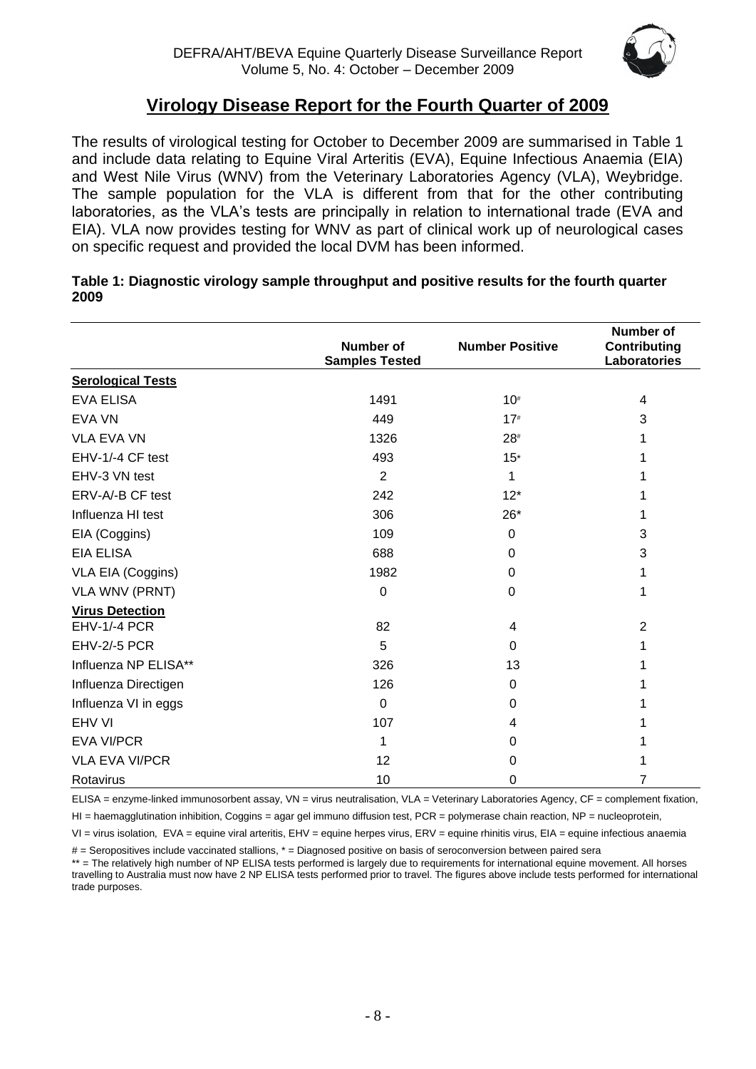## Virology Disease Report for the Fourth Quarter of 2009

The results of virological testing for October to December 2009 are summarised in Table 1 and include data relating to Equine Viral Arteritis (EVA), Equine Infectious Anaemia (EIA) and West Nile Virus (WNV) from the Veterinary Laboratories Agency (VLA), Weybridge. The sample population for the VLA is different from that for the other contributing laboratories, as the VLA's tests are principally in relation to international trade (EVA and EIA). VLA now provides testing for WNV as part of clinical work up of neurological cases on specific request and provided the local DVM has been informed.

**Table 1: Diagnostic virology sample throughput and positive results for the fourth quarter 2009**

| | Number of Samples Tested | Number Positive | Number of Contributing Laboratories |
|---|---|---|---|
| **Serological Tests** | | | |
| EVA ELISA | 1491 | 10# | 4 |
| EVA VN | 449 | 17# | 3 |
| VLA EVA VN | 1326 | 28# | 1 |
| EHV-1/-4 CF test | 493 | 15* | 1 |
| EHV-3 VN test | 2 | 1 | 1 |
| ERV-A/-B CF test | 242 | 12* | 1 |
| Influenza HI test | 306 | 26* | 1 |
| EIA (Coggins) | 109 | 0 | 3 |
| EIA ELISA | 688 | 0 | 3 |
| VLA EIA (Coggins) | 1982 | 0 | 1 |
| VLA WNV (PRNT) | 0 | 0 | 1 |
| **Virus Detection** | | | |
| EHV-1/-4 PCR | 82 | 4 | 2 |
| EHV-2/-5 PCR | 5 | 0 | 1 |
| Influenza NP ELISA** | 326 | 13 | 1 |
| Influenza Directigen | 126 | 0 | 1 |
| Influenza VI in eggs | 0 | 0 | 1 |
| EHV VI | 107 | 4 | 1 |
| EVA VI/PCR | 1 | 0 | 1 |
| VLA EVA VI/PCR | 12 | 0 | 1 |
| Rotavirus | 10 | 0 | 7 |

ELISA = enzyme-linked immunosorbent assay, VN = virus neutralisation, VLA = Veterinary Laboratories Agency, CF = complement fixation, HI = haemagglutination inhibition, Coggins = agar gel immuno diffusion test, PCR = polymerase chain reaction, NP = nucleoprotein, VI = virus isolation, EVA = equine viral arteritis, EHV = equine herpes virus, ERV = equine rhinitis virus, EIA = equine infectious anaemia

# = Seropositives include vaccinated stallions, * = Diagnosed positive on basis of seroconversion between paired sera

** = The relatively high number of NP ELISA tests performed is largely due to requirements for international equine movement. All horses travelling to Australia must now have 2 NP ELISA tests performed prior to travel. The figures above include tests performed for international trade purposes.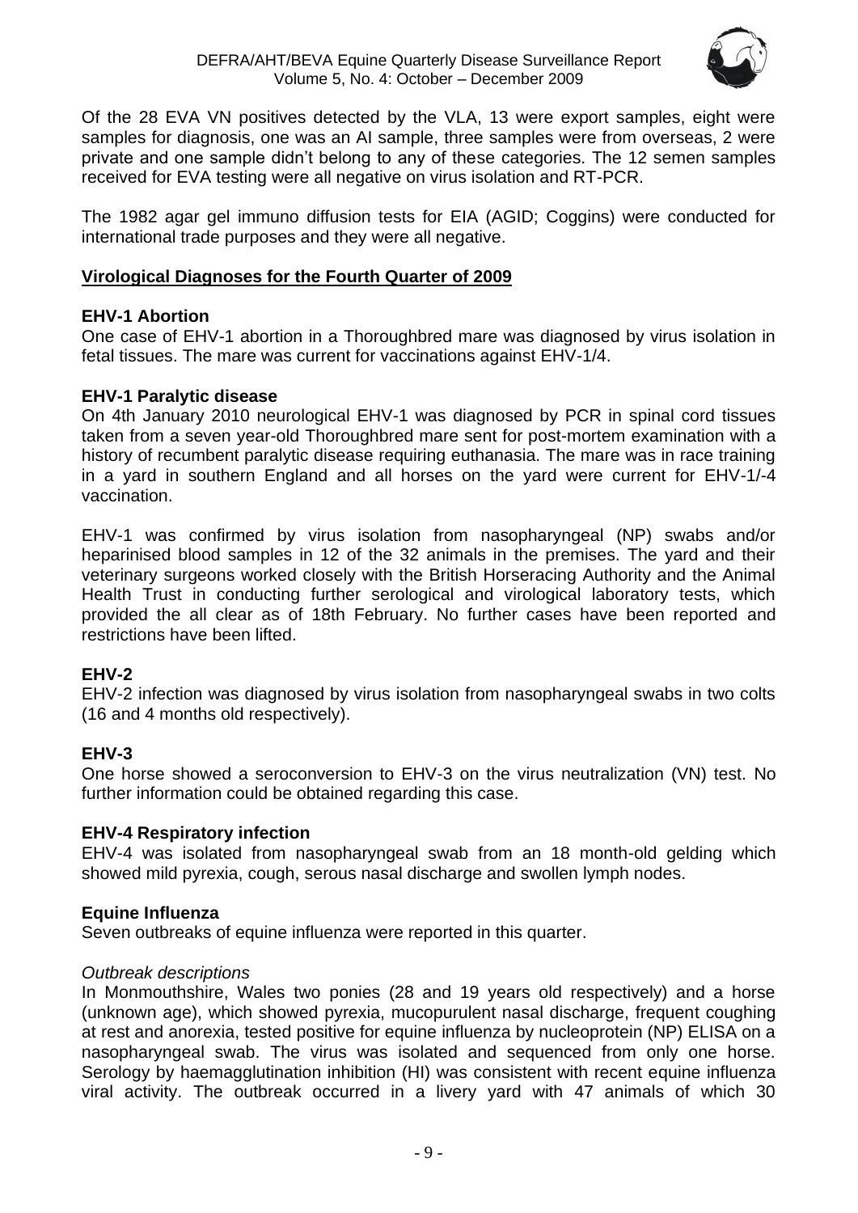Of the 28 EVA VN positives detected by the VLA, 13 were export samples, eight were samples for diagnosis, one was an AI sample, three samples were from overseas, 2 were private and one sample didn't belong to any of these categories. The 12 semen samples received for EVA testing were all negative on virus isolation and RT-PCR.

The 1982 agar gel immuno diffusion tests for EIA (AGID; Coggins) were conducted for international trade purposes and they were all negative.

## Virological Diagnoses for the Fourth Quarter of 2009

### EHV-1 Abortion

One case of EHV-1 abortion in a Thoroughbred mare was diagnosed by virus isolation in fetal tissues. The mare was current for vaccinations against EHV-1/4.

### EHV-1 Paralytic disease

On 4th January 2010 neurological EHV-1 was diagnosed by PCR in spinal cord tissues taken from a seven year-old Thoroughbred mare sent for post-mortem examination with a history of recumbent paralytic disease requiring euthanasia. The mare was in race training in a yard in southern England and all horses on the yard were current for EHV-1/-4 vaccination.

EHV-1 was confirmed by virus isolation from nasopharyngeal (NP) swabs and/or heparinised blood samples in 12 of the 32 animals in the premises. The yard and their veterinary surgeons worked closely with the British Horseracing Authority and the Animal Health Trust in conducting further serological and virological laboratory tests, which provided the all clear as of 18th February. No further cases have been reported and restrictions have been lifted.

### EHV-2

EHV-2 infection was diagnosed by virus isolation from nasopharyngeal swabs in two colts (16 and 4 months old respectively).

### EHV-3

One horse showed a seroconversion to EHV-3 on the virus neutralization (VN) test. No further information could be obtained regarding this case.

### EHV-4 Respiratory infection

EHV-4 was isolated from nasopharyngeal swab from an 18 month-old gelding which showed mild pyrexia, cough, serous nasal discharge and swollen lymph nodes.

### Equine Influenza

Seven outbreaks of equine influenza were reported in this quarter.

*Outbreak descriptions*

In Monmouthshire, Wales two ponies (28 and 19 years old respectively) and a horse (unknown age), which showed pyrexia, mucopurulent nasal discharge, frequent coughing at rest and anorexia, tested positive for equine influenza by nucleoprotein (NP) ELISA on a nasopharyngeal swab. The virus was isolated and sequenced from only one horse. Serology by haemagglutination inhibition (HI) was consistent with recent equine influenza viral activity. The outbreak occurred in a livery yard with 47 animals of which 30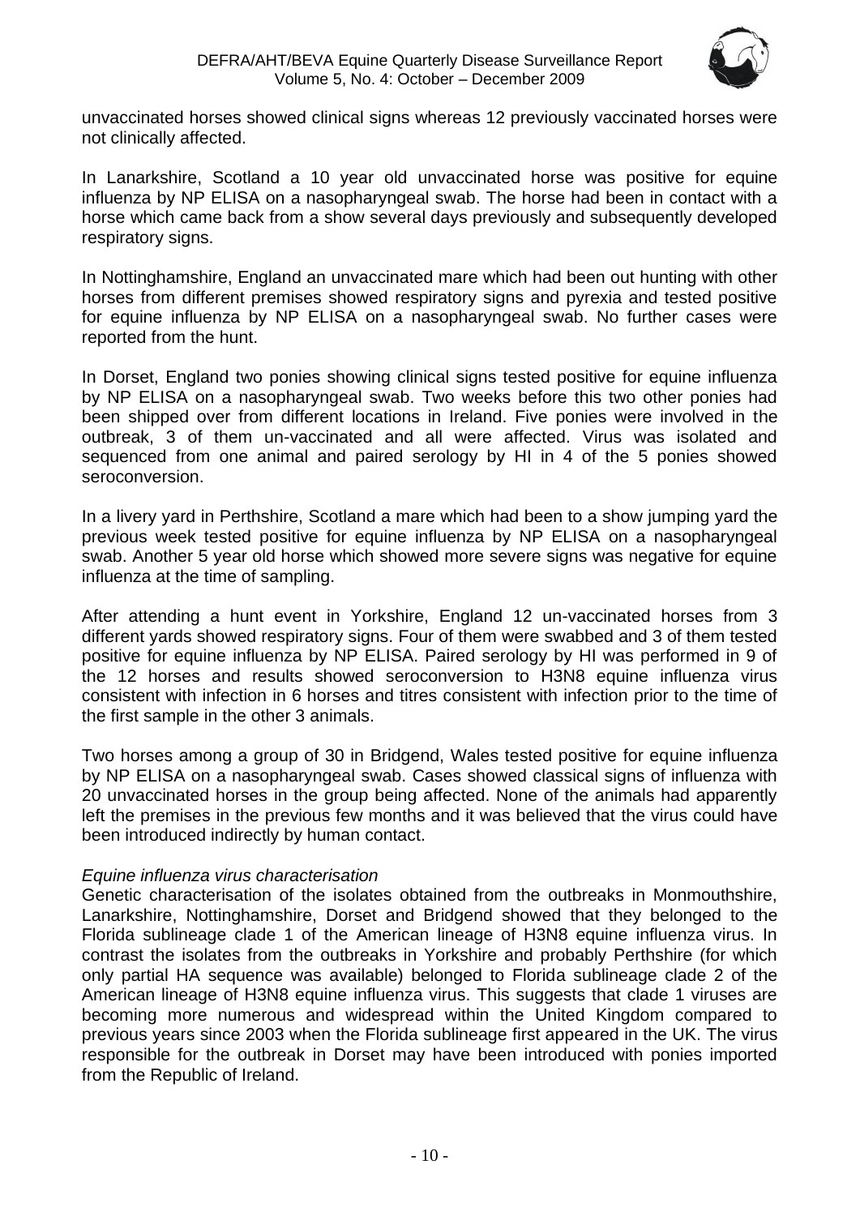unvaccinated horses showed clinical signs whereas 12 previously vaccinated horses were not clinically affected.

In Lanarkshire, Scotland a 10 year old unvaccinated horse was positive for equine influenza by NP ELISA on a nasopharyngeal swab. The horse had been in contact with a horse which came back from a show several days previously and subsequently developed respiratory signs.

In Nottinghamshire, England an unvaccinated mare which had been out hunting with other horses from different premises showed respiratory signs and pyrexia and tested positive for equine influenza by NP ELISA on a nasopharyngeal swab. No further cases were reported from the hunt.

In Dorset, England two ponies showing clinical signs tested positive for equine influenza by NP ELISA on a nasopharyngeal swab. Two weeks before this two other ponies had been shipped over from different locations in Ireland. Five ponies were involved in the outbreak, 3 of them un-vaccinated and all were affected. Virus was isolated and sequenced from one animal and paired serology by HI in 4 of the 5 ponies showed seroconversion.

In a livery yard in Perthshire, Scotland a mare which had been to a show jumping yard the previous week tested positive for equine influenza by NP ELISA on a nasopharyngeal swab. Another 5 year old horse which showed more severe signs was negative for equine influenza at the time of sampling.

After attending a hunt event in Yorkshire, England 12 un-vaccinated horses from 3 different yards showed respiratory signs. Four of them were swabbed and 3 of them tested positive for equine influenza by NP ELISA. Paired serology by HI was performed in 9 of the 12 horses and results showed seroconversion to H3N8 equine influenza virus consistent with infection in 6 horses and titres consistent with infection prior to the time of the first sample in the other 3 animals.

Two horses among a group of 30 in Bridgend, Wales tested positive for equine influenza by NP ELISA on a nasopharyngeal swab. Cases showed classical signs of influenza with 20 unvaccinated horses in the group being affected. None of the animals had apparently left the premises in the previous few months and it was believed that the virus could have been introduced indirectly by human contact.

*Equine influenza virus characterisation*

Genetic characterisation of the isolates obtained from the outbreaks in Monmouthshire, Lanarkshire, Nottinghamshire, Dorset and Bridgend showed that they belonged to the Florida sublineage clade 1 of the American lineage of H3N8 equine influenza virus. In contrast the isolates from the outbreaks in Yorkshire and probably Perthshire (for which only partial HA sequence was available) belonged to Florida sublineage clade 2 of the American lineage of H3N8 equine influenza virus. This suggests that clade 1 viruses are becoming more numerous and widespread within the United Kingdom compared to previous years since 2003 when the Florida sublineage first appeared in the UK. The virus responsible for the outbreak in Dorset may have been introduced with ponies imported from the Republic of Ireland.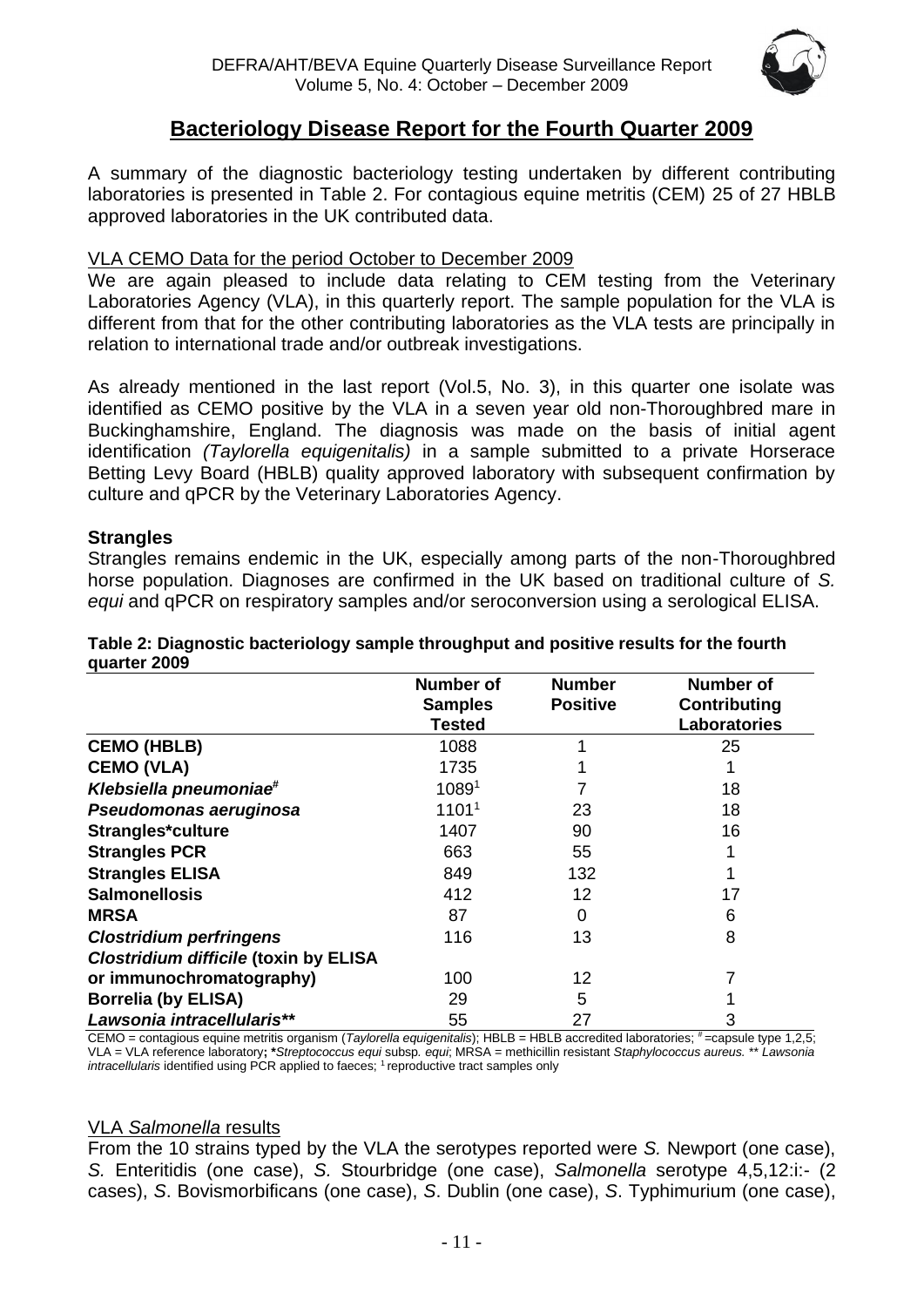## Bacteriology Disease Report for the Fourth Quarter 2009

A summary of the diagnostic bacteriology testing undertaken by different contributing laboratories is presented in Table 2. For contagious equine metritis (CEM) 25 of 27 HBLB approved laboratories in the UK contributed data.

### VLA CEMO Data for the period October to December 2009

We are again pleased to include data relating to CEM testing from the Veterinary Laboratories Agency (VLA), in this quarterly report. The sample population for the VLA is different from that for the other contributing laboratories as the VLA tests are principally in relation to international trade and/or outbreak investigations.

As already mentioned in the last report (Vol.5, No. 3), in this quarter one isolate was identified as CEMO positive by the VLA in a seven year old non-Thoroughbred mare in Buckinghamshire, England. The diagnosis was made on the basis of initial agent identification *(Taylorella equigenitalis)* in a sample submitted to a private Horserace Betting Levy Board (HBLB) quality approved laboratory with subsequent confirmation by culture and qPCR by the Veterinary Laboratories Agency.

### Strangles

Strangles remains endemic in the UK, especially among parts of the non-Thoroughbred horse population. Diagnoses are confirmed in the UK based on traditional culture of *S. equi* and qPCR on respiratory samples and/or seroconversion using a serological ELISA.

**Table 2: Diagnostic bacteriology sample throughput and positive results for the fourth quarter 2009**

| | Number of Samples Tested | Number Positive | Number of Contributing Laboratories |
|---|---|---|---|
| **CEMO (HBLB)** | 1088 | 1 | 25 |
| **CEMO (VLA)** | 1735 | 1 | 1 |
| ***Klebsiella pneumoniae*#** | 1089[1] | 7 | 18 |
| ***Pseudomonas aeruginosa*** | 1101[1] | 23 | 18 |
| **Strangles*culture** | 1407 | 90 | 16 |
| **Strangles PCR** | 663 | 55 | 1 |
| **Strangles ELISA** | 849 | 132 | 1 |
| **Salmonellosis** | 412 | 12 | 17 |
| **MRSA** | 87 | 0 | 6 |
| ***Clostridium perfringens*** | 116 | 13 | 8 |
| ***Clostridium difficile* (toxin by ELISA or immunochromatography)** | 100 | 12 | 7 |
| **Borrelia (by ELISA)** | 29 | 5 | 1 |
| ***Lawsonia intracellularis*\*\*** | 55 | 27 | 3 |

CEMO = contagious equine metritis organism (*Taylorella equigenitalis*); HBLB = HBLB accredited laboratories; # =capsule type 1,2,5; VLA = VLA reference laboratory; *\*Streptococcus equi* subsp*. equi*; MRSA = methicillin resistant *Staphylococcus aureus.* \*\* *Lawsonia intracellularis* identified using PCR applied to faeces; [1] reproductive tract samples only

### VLA *Salmonella* results

From the 10 strains typed by the VLA the serotypes reported were *S.* Newport (one case), *S.* Enteritidis (one case), *S.* Stourbridge (one case), *Salmonella* serotype 4,5,12:i:- (2 cases), *S*. Bovismorbificans (one case), *S*. Dublin (one case), *S*. Typhimurium (one case),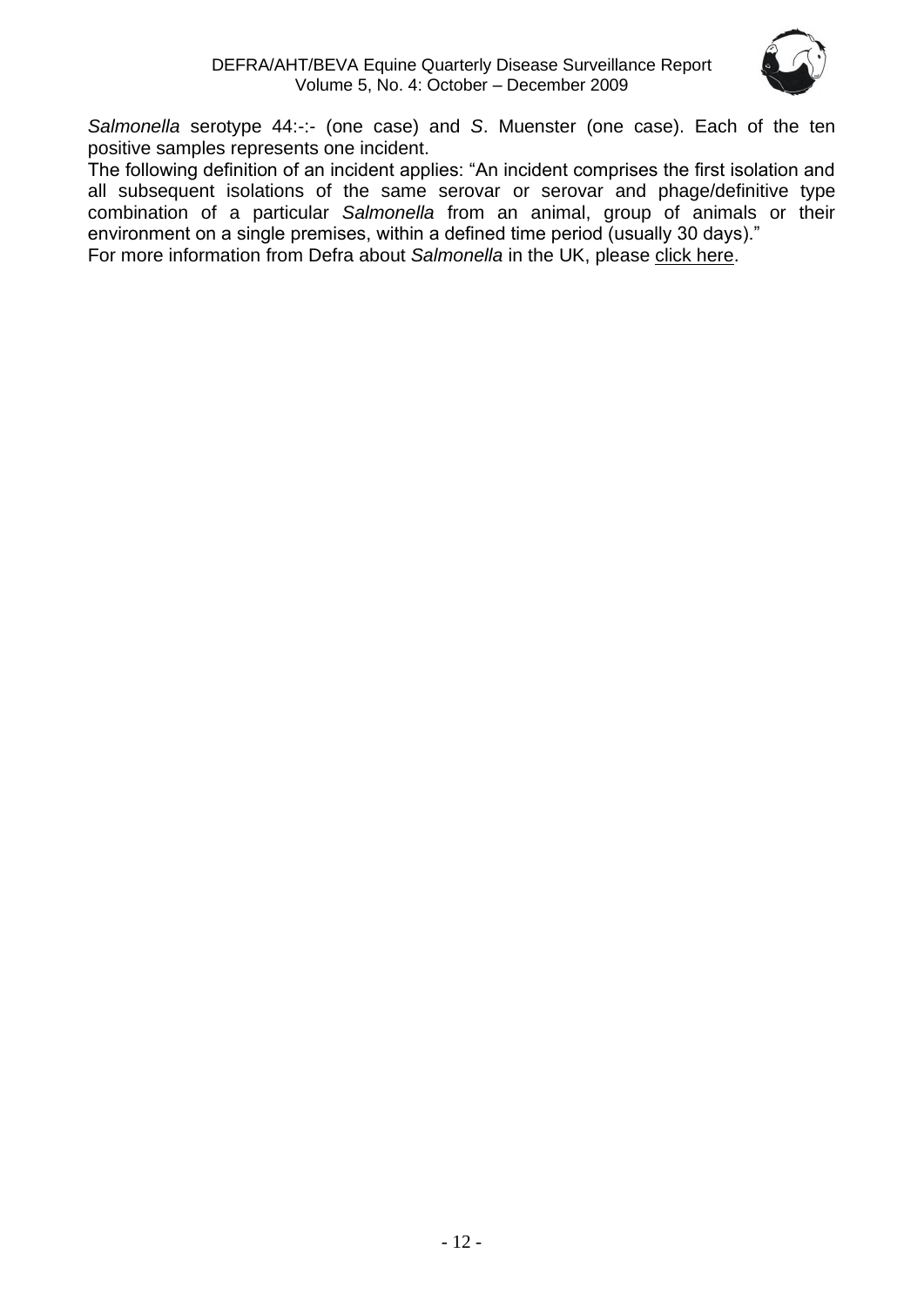*Salmonella* serotype 44:-:- (one case) and *S*. Muenster (one case). Each of the ten positive samples represents one incident.

The following definition of an incident applies: "An incident comprises the first isolation and all subsequent isolations of the same serovar or serovar and phage/definitive type combination of a particular *Salmonella* from an animal, group of animals or their environment on a single premises, within a defined time period (usually 30 days)."

For more information from Defra about *Salmonella* in the UK, please click here.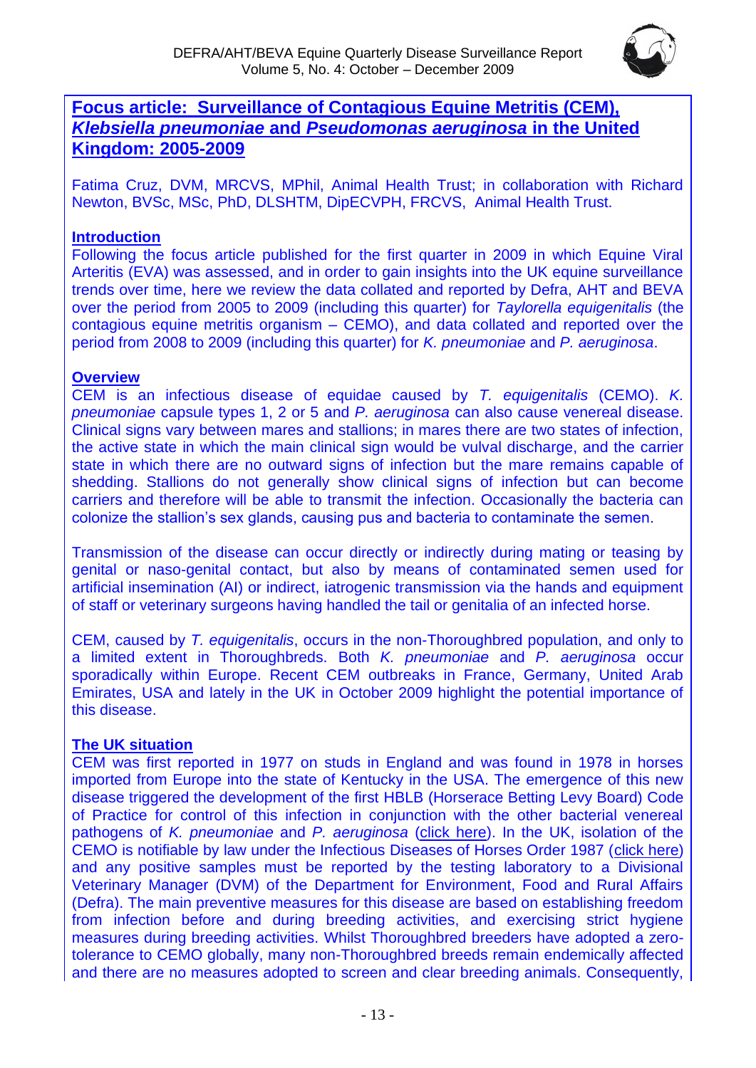## Focus article: Surveillance of Contagious Equine Metritis (CEM), *Klebsiella pneumoniae* and *Pseudomonas aeruginosa* in the United Kingdom: 2005-2009

Fatima Cruz, DVM, MRCVS, MPhil, Animal Health Trust; in collaboration with Richard Newton, BVSc, MSc, PhD, DLSHTM, DipECVPH, FRCVS, Animal Health Trust.

### Introduction

Following the focus article published for the first quarter in 2009 in which Equine Viral Arteritis (EVA) was assessed, and in order to gain insights into the UK equine surveillance trends over time, here we review the data collated and reported by Defra, AHT and BEVA over the period from 2005 to 2009 (including this quarter) for *Taylorella equigenitalis* (the contagious equine metritis organism – CEMO), and data collated and reported over the period from 2008 to 2009 (including this quarter) for *K. pneumoniae* and *P. aeruginosa*.

### Overview

CEM is an infectious disease of equidae caused by *T. equigenitalis* (CEMO). *K. pneumoniae* capsule types 1, 2 or 5 and *P. aeruginosa* can also cause venereal disease. Clinical signs vary between mares and stallions; in mares there are two states of infection, the active state in which the main clinical sign would be vulval discharge, and the carrier state in which there are no outward signs of infection but the mare remains capable of shedding. Stallions do not generally show clinical signs of infection but can become carriers and therefore will be able to transmit the infection. Occasionally the bacteria can colonize the stallion's sex glands, causing pus and bacteria to contaminate the semen.

Transmission of the disease can occur directly or indirectly during mating or teasing by genital or naso-genital contact, but also by means of contaminated semen used for artificial insemination (AI) or indirect, iatrogenic transmission via the hands and equipment of staff or veterinary surgeons having handled the tail or genitalia of an infected horse.

CEM, caused by *T. equigenitalis*, occurs in the non-Thoroughbred population, and only to a limited extent in Thoroughbreds. Both *K. pneumoniae* and *P. aeruginosa* occur sporadically within Europe. Recent CEM outbreaks in France, Germany, United Arab Emirates, USA and lately in the UK in October 2009 highlight the potential importance of this disease.

### The UK situation

CEM was first reported in 1977 on studs in England and was found in 1978 in horses imported from Europe into the state of Kentucky in the USA. The emergence of this new disease triggered the development of the first HBLB (Horserace Betting Levy Board) Code of Practice for control of this infection in conjunction with the other bacterial venereal pathogens of *K. pneumoniae* and *P. aeruginosa* (click here). In the UK, isolation of the CEMO is notifiable by law under the Infectious Diseases of Horses Order 1987 (click here) and any positive samples must be reported by the testing laboratory to a Divisional Veterinary Manager (DVM) of the Department for Environment, Food and Rural Affairs (Defra). The main preventive measures for this disease are based on establishing freedom from infection before and during breeding activities, and exercising strict hygiene measures during breeding activities. Whilst Thoroughbred breeders have adopted a zero-tolerance to CEMO globally, many non-Thoroughbred breeds remain endemically affected and there are no measures adopted to screen and clear breeding animals. Consequently,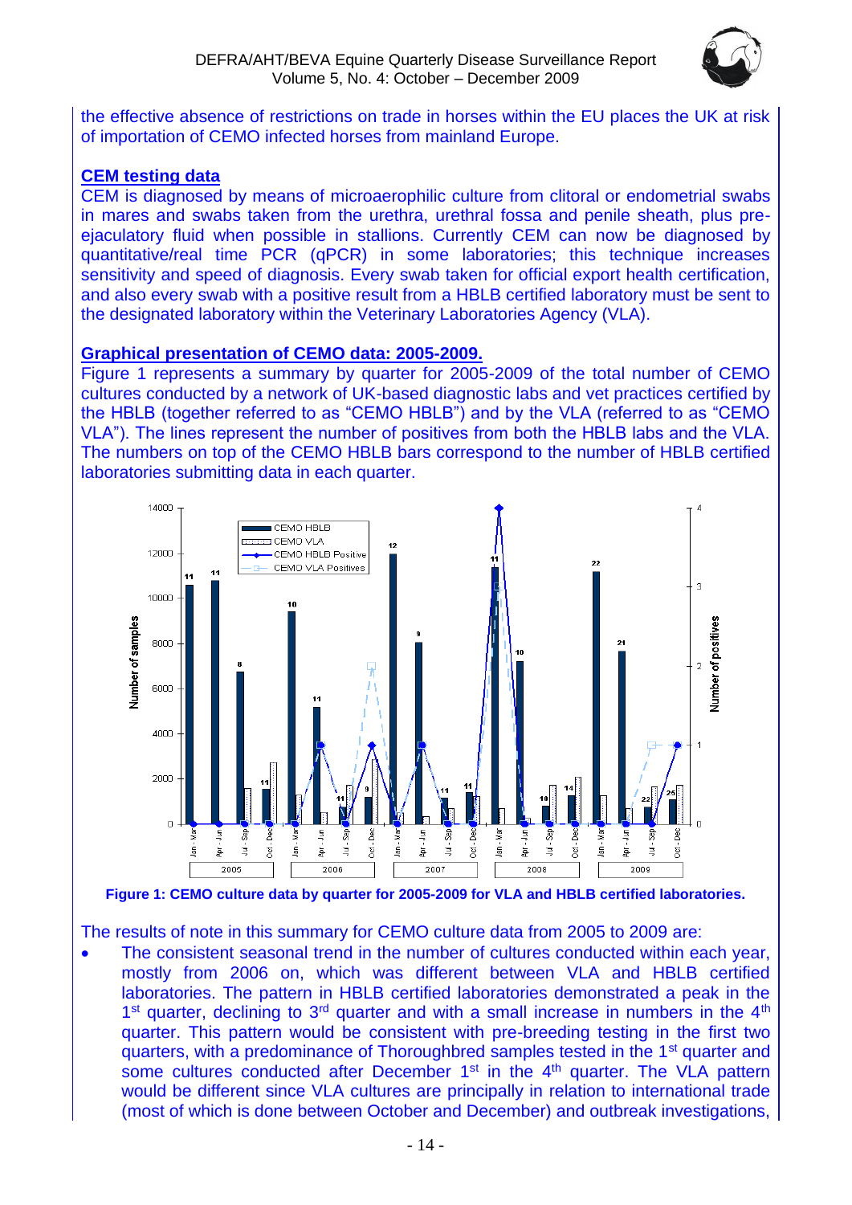the effective absence of restrictions on trade in horses within the EU places the UK at risk of importation of CEMO infected horses from mainland Europe.

## CEM testing data

CEM is diagnosed by means of microaerophilic culture from clitoral or endometrial swabs in mares and swabs taken from the urethra, urethral fossa and penile sheath, plus pre-ejaculatory fluid when possible in stallions. Currently CEM can now be diagnosed by quantitative/real time PCR (qPCR) in some laboratories; this technique increases sensitivity and speed of diagnosis. Every swab taken for official export health certification, and also every swab with a positive result from a HBLB certified laboratory must be sent to the designated laboratory within the Veterinary Laboratories Agency (VLA).

## Graphical presentation of CEMO data: 2005-2009.

Figure 1 represents a summary by quarter for 2005-2009 of the total number of CEMO cultures conducted by a network of UK-based diagnostic labs and vet practices certified by the HBLB (together referred to as "CEMO HBLB") and by the VLA (referred to as "CEMO VLA"). The lines represent the number of positives from both the HBLB labs and the VLA. The numbers on top of the CEMO HBLB bars correspond to the number of HBLB certified laboratories submitting data in each quarter.

**Figure 1: CEMO culture data by quarter for 2005-2009 for VLA and HBLB certified laboratories.**

The results of note in this summary for CEMO culture data from 2005 to 2009 are:

- The consistent seasonal trend in the number of cultures conducted within each year, mostly from 2006 on, which was different between VLA and HBLB certified laboratories. The pattern in HBLB certified laboratories demonstrated a peak in the 1st quarter, declining to 3rd quarter and with a small increase in numbers in the 4th quarter. This pattern would be consistent with pre-breeding testing in the first two quarters, with a predominance of Thoroughbred samples tested in the 1st quarter and some cultures conducted after December 1st in the 4th quarter. The VLA pattern would be different since VLA cultures are principally in relation to international trade (most of which is done between October and December) and outbreak investigations,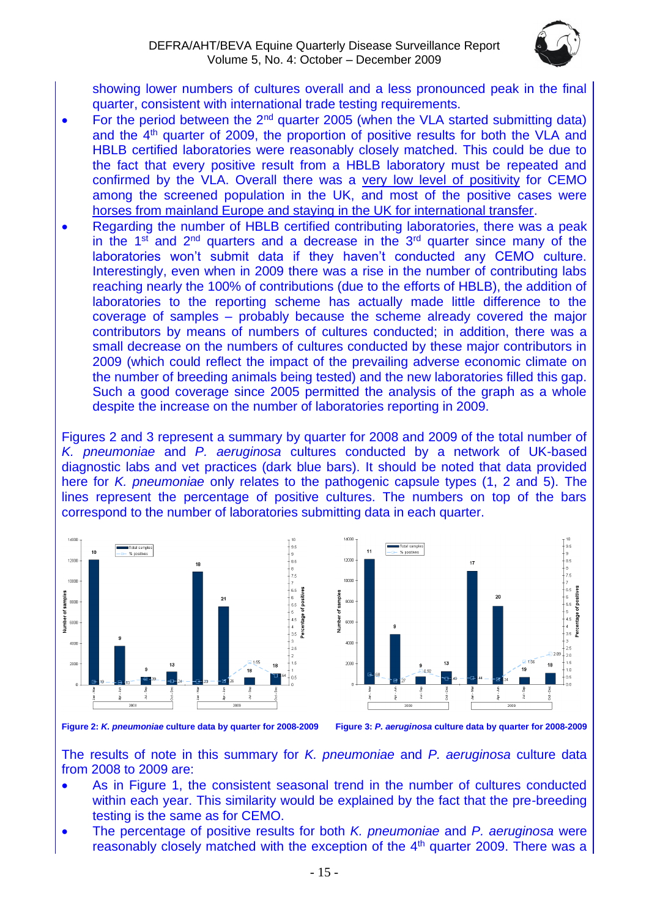showing lower numbers of cultures overall and a less pronounced peak in the final quarter, consistent with international trade testing requirements.

- For the period between the 2nd quarter 2005 (when the VLA started submitting data) and the 4th quarter of 2009, the proportion of positive results for both the VLA and HBLB certified laboratories were reasonably closely matched. This could be due to the fact that every positive result from a HBLB laboratory must be repeated and confirmed by the VLA. Overall there was a very low level of positivity for CEMO among the screened population in the UK, and most of the positive cases were horses from mainland Europe and staying in the UK for international transfer.
- Regarding the number of HBLB certified contributing laboratories, there was a peak in the 1st and 2nd quarters and a decrease in the 3rd quarter since many of the laboratories won't submit data if they haven't conducted any CEMO culture. Interestingly, even when in 2009 there was a rise in the number of contributing labs reaching nearly the 100% of contributions (due to the efforts of HBLB), the addition of laboratories to the reporting scheme has actually made little difference to the coverage of samples – probably because the scheme already covered the major contributors by means of numbers of cultures conducted; in addition, there was a small decrease on the numbers of cultures conducted by these major contributors in 2009 (which could reflect the impact of the prevailing adverse economic climate on the number of breeding animals being tested) and the new laboratories filled this gap. Such a good coverage since 2005 permitted the analysis of the graph as a whole despite the increase on the number of laboratories reporting in 2009.

Figures 2 and 3 represent a summary by quarter for 2008 and 2009 of the total number of *K. pneumoniae* and *P. aeruginosa* cultures conducted by a network of UK-based diagnostic labs and vet practices (dark blue bars). It should be noted that data provided here for *K. pneumoniae* only relates to the pathogenic capsule types (1, 2 and 5). The lines represent the percentage of positive cultures. The numbers on top of the bars correspond to the number of laboratories submitting data in each quarter.

**Figure 2: *K. pneumoniae* culture data by quarter for 2008-2009**

**Figure 3: *P. aeruginosa* culture data by quarter for 2008-2009**

The results of note in this summary for *K. pneumoniae* and *P. aeruginosa* culture data from 2008 to 2009 are:

- As in Figure 1, the consistent seasonal trend in the number of cultures conducted within each year. This similarity would be explained by the fact that the pre-breeding testing is the same as for CEMO.
- The percentage of positive results for both *K. pneumoniae* and *P. aeruginosa* were reasonably closely matched with the exception of the 4th quarter 2009. There was a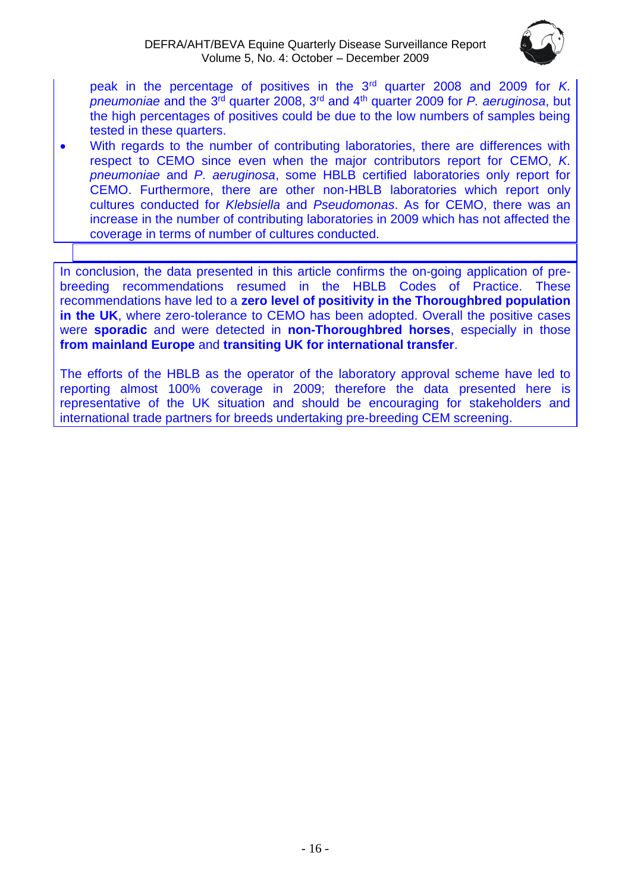peak in the percentage of positives in the 3rd quarter 2008 and 2009 for *K. pneumoniae* and the 3rd quarter 2008, 3rd and 4th quarter 2009 for *P. aeruginosa*, but the high percentages of positives could be due to the low numbers of samples being tested in these quarters.

- With regards to the number of contributing laboratories, there are differences with respect to CEMO since even when the major contributors report for CEMO, *K. pneumoniae* and *P. aeruginosa*, some HBLB certified laboratories only report for CEMO. Furthermore, there are other non-HBLB laboratories which report only cultures conducted for *Klebsiella* and *Pseudomonas*. As for CEMO, there was an increase in the number of contributing laboratories in 2009 which has not affected the coverage in terms of number of cultures conducted.

In conclusion, the data presented in this article confirms the on-going application of pre-breeding recommendations resumed in the HBLB Codes of Practice. These recommendations have led to a **zero level of positivity in the Thoroughbred population in the UK**, where zero-tolerance to CEMO has been adopted. Overall the positive cases were **sporadic** and were detected in **non-Thoroughbred horses**, especially in those **from mainland Europe** and **transiting UK for international transfer**.

The efforts of the HBLB as the operator of the laboratory approval scheme have led to reporting almost 100% coverage in 2009; therefore the data presented here is representative of the UK situation and should be encouraging for stakeholders and international trade partners for breeds undertaking pre-breeding CEM screening.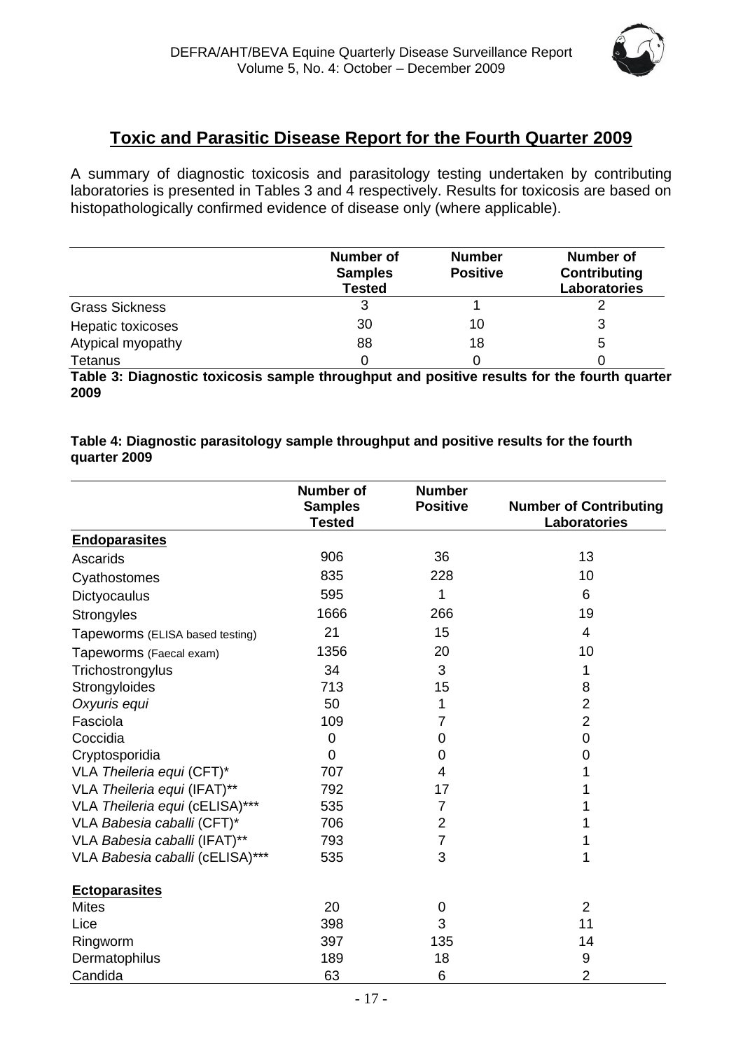## Toxic and Parasitic Disease Report for the Fourth Quarter 2009

A summary of diagnostic toxicosis and parasitology testing undertaken by contributing laboratories is presented in Tables 3 and 4 respectively. Results for toxicosis are based on histopathologically confirmed evidence of disease only (where applicable).

| | Number of Samples Tested | Number Positive | Number of Contributing Laboratories |
|---|---|---|---|
| Grass Sickness | 3 | 1 | 2 |
| Hepatic toxicoses | 30 | 10 | 3 |
| Atypical myopathy | 88 | 18 | 5 |
| Tetanus | 0 | 0 | 0 |

**Table 3: Diagnostic toxicosis sample throughput and positive results for the fourth quarter 2009**

**Table 4: Diagnostic parasitology sample throughput and positive results for the fourth quarter 2009**

| | Number of Samples Tested | Number Positive | Number of Contributing Laboratories |
|---|---|---|---|
| **Endoparasites** | | | |
| Ascarids | 906 | 36 | 13 |
| Cyathostomes | 835 | 228 | 10 |
| Dictyocaulus | 595 | 1 | 6 |
| Strongyles | 1666 | 266 | 19 |
| Tapeworms (ELISA based testing) | 21 | 15 | 4 |
| Tapeworms (Faecal exam) | 1356 | 20 | 10 |
| Trichostrongylus | 34 | 3 | 1 |
| Strongyloides | 713 | 15 | 8 |
| *Oxyuris equi* | 50 | 1 | 2 |
| Fasciola | 109 | 7 | 2 |
| Coccidia | 0 | 0 | 0 |
| Cryptosporidia | 0 | 0 | 0 |
| VLA *Theileria equi* (CFT)* | 707 | 4 | 1 |
| VLA *Theileria equi* (IFAT)** | 792 | 17 | 1 |
| VLA *Theileria equi* (cELISA)*** | 535 | 7 | 1 |
| VLA *Babesia caballi* (CFT)* | 706 | 2 | 1 |
| VLA *Babesia caballi* (IFAT)** | 793 | 7 | 1 |
| VLA *Babesia caballi* (cELISA)*** | 535 | 3 | 1 |
| **Ectoparasites** | | | |
| Mites | 20 | 0 | 2 |
| Lice | 398 | 3 | 11 |
| Ringworm | 397 | 135 | 14 |
| Dermatophilus | 189 | 18 | 9 |
| Candida | 63 | 6 | 2 |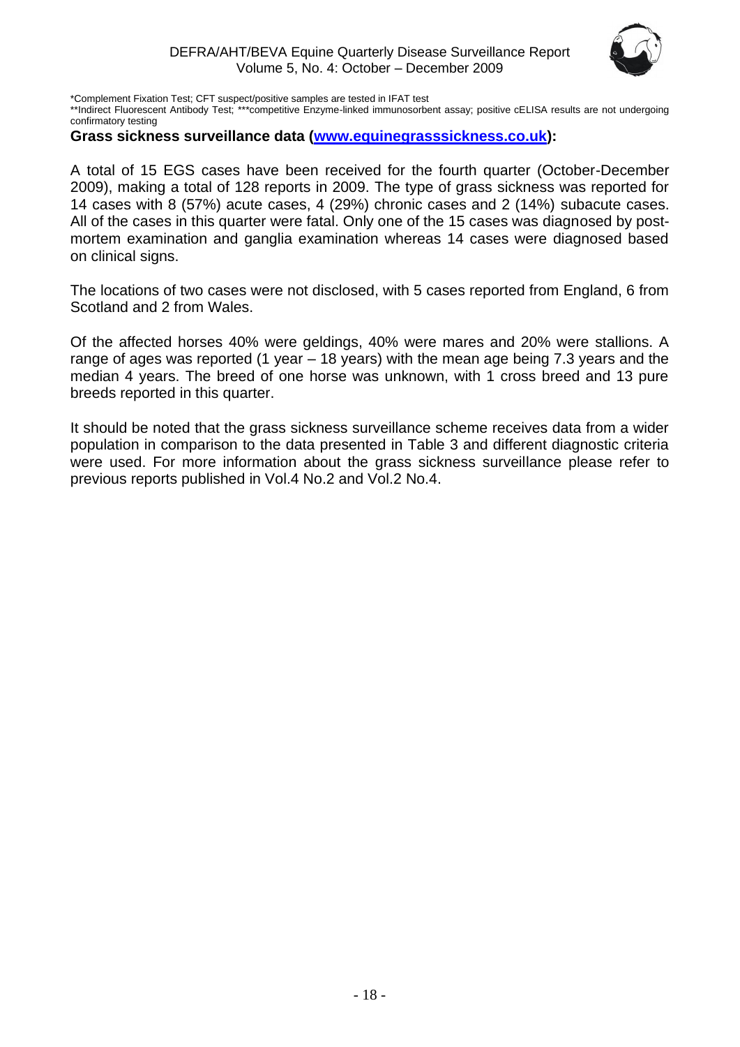*Complement Fixation Test; CFT suspect/positive samples are tested in IFAT test
**Indirect Fluorescent Antibody Test; ***competitive Enzyme-linked immunosorbent assay; positive cELISA results are not undergoing confirmatory testing

**Grass sickness surveillance data (www.equinegrasssickness.co.uk):**

A total of 15 EGS cases have been received for the fourth quarter (October-December 2009), making a total of 128 reports in 2009. The type of grass sickness was reported for 14 cases with 8 (57%) acute cases, 4 (29%) chronic cases and 2 (14%) subacute cases. All of the cases in this quarter were fatal. Only one of the 15 cases was diagnosed by post-mortem examination and ganglia examination whereas 14 cases were diagnosed based on clinical signs.

The locations of two cases were not disclosed, with 5 cases reported from England, 6 from Scotland and 2 from Wales.

Of the affected horses 40% were geldings, 40% were mares and 20% were stallions. A range of ages was reported (1 year – 18 years) with the mean age being 7.3 years and the median 4 years. The breed of one horse was unknown, with 1 cross breed and 13 pure breeds reported in this quarter.

It should be noted that the grass sickness surveillance scheme receives data from a wider population in comparison to the data presented in Table 3 and different diagnostic criteria were used. For more information about the grass sickness surveillance please refer to previous reports published in Vol.4 No.2 and Vol.2 No.4.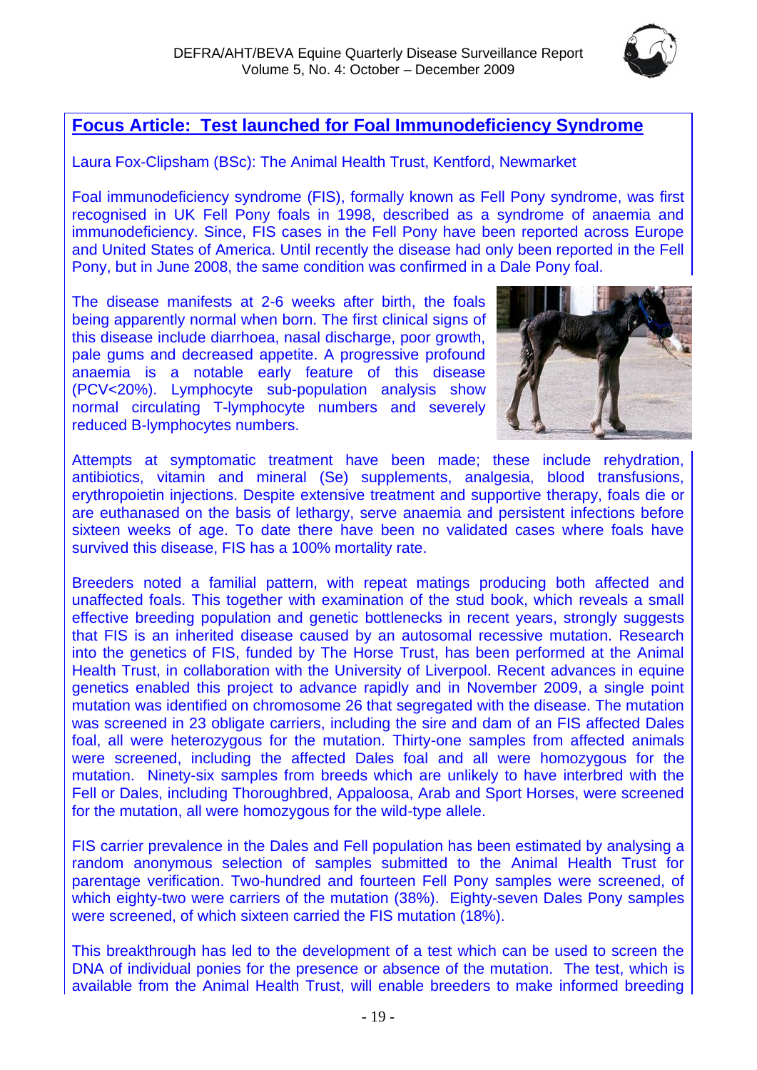## Focus Article: Test launched for Foal Immunodeficiency Syndrome

Laura Fox-Clipsham (BSc): The Animal Health Trust, Kentford, Newmarket

Foal immunodeficiency syndrome (FIS), formally known as Fell Pony syndrome, was first recognised in UK Fell Pony foals in 1998, described as a syndrome of anaemia and immunodeficiency. Since, FIS cases in the Fell Pony have been reported across Europe and United States of America. Until recently the disease had only been reported in the Fell Pony, but in June 2008, the same condition was confirmed in a Dale Pony foal.

The disease manifests at 2-6 weeks after birth, the foals being apparently normal when born. The first clinical signs of this disease include diarrhoea, nasal discharge, poor growth, pale gums and decreased appetite. A progressive profound anaemia is a notable early feature of this disease (PCV<20%). Lymphocyte sub-population analysis show normal circulating T-lymphocyte numbers and severely reduced B-lymphocytes numbers.

Attempts at symptomatic treatment have been made; these include rehydration, antibiotics, vitamin and mineral (Se) supplements, analgesia, blood transfusions, erythropoietin injections. Despite extensive treatment and supportive therapy, foals die or are euthanased on the basis of lethargy, serve anaemia and persistent infections before sixteen weeks of age. To date there have been no validated cases where foals have survived this disease, FIS has a 100% mortality rate.

Breeders noted a familial pattern, with repeat matings producing both affected and unaffected foals. This together with examination of the stud book, which reveals a small effective breeding population and genetic bottlenecks in recent years, strongly suggests that FIS is an inherited disease caused by an autosomal recessive mutation. Research into the genetics of FIS, funded by The Horse Trust, has been performed at the Animal Health Trust, in collaboration with the University of Liverpool. Recent advances in equine genetics enabled this project to advance rapidly and in November 2009, a single point mutation was identified on chromosome 26 that segregated with the disease. The mutation was screened in 23 obligate carriers, including the sire and dam of an FIS affected Dales foal, all were heterozygous for the mutation. Thirty-one samples from affected animals were screened, including the affected Dales foal and all were homozygous for the mutation. Ninety-six samples from breeds which are unlikely to have interbred with the Fell or Dales, including Thoroughbred, Appaloosa, Arab and Sport Horses, were screened for the mutation, all were homozygous for the wild-type allele.

FIS carrier prevalence in the Dales and Fell population has been estimated by analysing a random anonymous selection of samples submitted to the Animal Health Trust for parentage verification. Two-hundred and fourteen Fell Pony samples were screened, of which eighty-two were carriers of the mutation (38%). Eighty-seven Dales Pony samples were screened, of which sixteen carried the FIS mutation (18%).

This breakthrough has led to the development of a test which can be used to screen the DNA of individual ponies for the presence or absence of the mutation. The test, which is available from the Animal Health Trust, will enable breeders to make informed breeding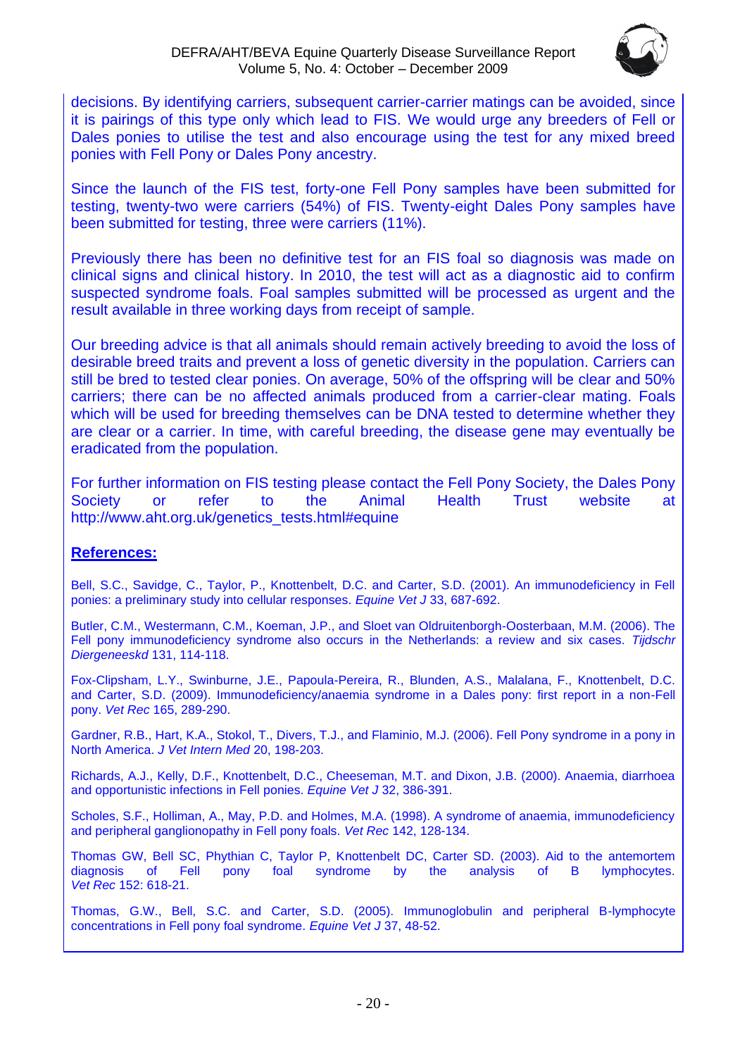decisions. By identifying carriers, subsequent carrier-carrier matings can be avoided, since it is pairings of this type only which lead to FIS. We would urge any breeders of Fell or Dales ponies to utilise the test and also encourage using the test for any mixed breed ponies with Fell Pony or Dales Pony ancestry.

Since the launch of the FIS test, forty-one Fell Pony samples have been submitted for testing, twenty-two were carriers (54%) of FIS. Twenty-eight Dales Pony samples have been submitted for testing, three were carriers (11%).

Previously there has been no definitive test for an FIS foal so diagnosis was made on clinical signs and clinical history. In 2010, the test will act as a diagnostic aid to confirm suspected syndrome foals. Foal samples submitted will be processed as urgent and the result available in three working days from receipt of sample.

Our breeding advice is that all animals should remain actively breeding to avoid the loss of desirable breed traits and prevent a loss of genetic diversity in the population. Carriers can still be bred to tested clear ponies. On average, 50% of the offspring will be clear and 50% carriers; there can be no affected animals produced from a carrier-clear mating. Foals which will be used for breeding themselves can be DNA tested to determine whether they are clear or a carrier. In time, with careful breeding, the disease gene may eventually be eradicated from the population.

For further information on FIS testing please contact the Fell Pony Society, the Dales Pony Society or refer to the Animal Health Trust website at http://www.aht.org.uk/genetics_tests.html#equine

## References:

Bell, S.C., Savidge, C., Taylor, P., Knottenbelt, D.C. and Carter, S.D. (2001). An immunodeficiency in Fell ponies: a preliminary study into cellular responses. *Equine Vet J* 33, 687-692.

Butler, C.M., Westermann, C.M., Koeman, J.P., and Sloet van Oldruitenborgh-Oosterbaan, M.M. (2006). The Fell pony immunodeficiency syndrome also occurs in the Netherlands: a review and six cases. *Tijdschr Diergeneeskd* 131, 114-118.

Fox-Clipsham, L.Y., Swinburne, J.E., Papoula-Pereira, R., Blunden, A.S., Malalana, F., Knottenbelt, D.C. and Carter, S.D. (2009). Immunodeficiency/anaemia syndrome in a Dales pony: first report in a non-Fell pony. *Vet Rec* 165, 289-290.

Gardner, R.B., Hart, K.A., Stokol, T., Divers, T.J., and Flaminio, M.J. (2006). Fell Pony syndrome in a pony in North America. *J Vet Intern Med* 20, 198-203.

Richards, A.J., Kelly, D.F., Knottenbelt, D.C., Cheeseman, M.T. and Dixon, J.B. (2000). Anaemia, diarrhoea and opportunistic infections in Fell ponies. *Equine Vet J* 32, 386-391.

Scholes, S.F., Holliman, A., May, P.D. and Holmes, M.A. (1998). A syndrome of anaemia, immunodeficiency and peripheral ganglionopathy in Fell pony foals. *Vet Rec* 142, 128-134.

Thomas GW, Bell SC, Phythian C, Taylor P, Knottenbelt DC, Carter SD. (2003). Aid to the antemortem diagnosis of Fell pony foal syndrome by the analysis of B lymphocytes. *Vet Rec* 152: 618-21.

Thomas, G.W., Bell, S.C. and Carter, S.D. (2005). Immunoglobulin and peripheral B-lymphocyte concentrations in Fell pony foal syndrome. *Equine Vet J* 37, 48-52.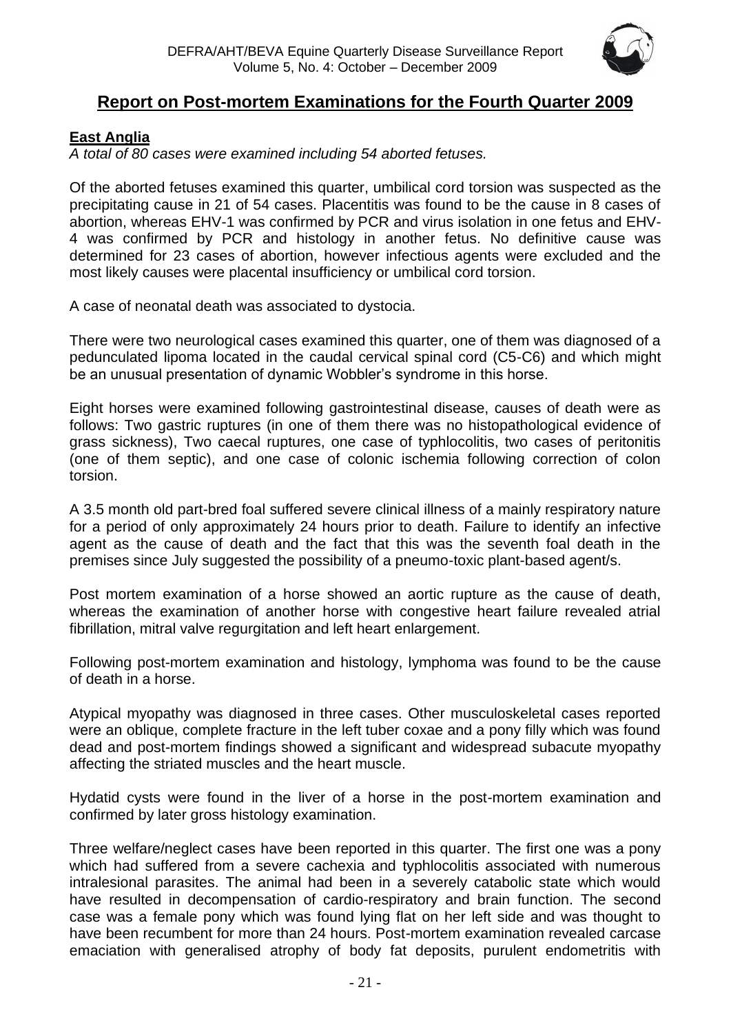# Report on Post-mortem Examinations for the Fourth Quarter 2009

## East Anglia

*A total of 80 cases were examined including 54 aborted fetuses.*

Of the aborted fetuses examined this quarter, umbilical cord torsion was suspected as the precipitating cause in 21 of 54 cases. Placentitis was found to be the cause in 8 cases of abortion, whereas EHV-1 was confirmed by PCR and virus isolation in one fetus and EHV-4 was confirmed by PCR and histology in another fetus. No definitive cause was determined for 23 cases of abortion, however infectious agents were excluded and the most likely causes were placental insufficiency or umbilical cord torsion.

A case of neonatal death was associated to dystocia.

There were two neurological cases examined this quarter, one of them was diagnosed of a pedunculated lipoma located in the caudal cervical spinal cord (C5-C6) and which might be an unusual presentation of dynamic Wobbler's syndrome in this horse.

Eight horses were examined following gastrointestinal disease, causes of death were as follows: Two gastric ruptures (in one of them there was no histopathological evidence of grass sickness), Two caecal ruptures, one case of typhlocolitis, two cases of peritonitis (one of them septic), and one case of colonic ischemia following correction of colon torsion.

A 3.5 month old part-bred foal suffered severe clinical illness of a mainly respiratory nature for a period of only approximately 24 hours prior to death. Failure to identify an infective agent as the cause of death and the fact that this was the seventh foal death in the premises since July suggested the possibility of a pneumo-toxic plant-based agent/s.

Post mortem examination of a horse showed an aortic rupture as the cause of death, whereas the examination of another horse with congestive heart failure revealed atrial fibrillation, mitral valve regurgitation and left heart enlargement.

Following post-mortem examination and histology, lymphoma was found to be the cause of death in a horse.

Atypical myopathy was diagnosed in three cases. Other musculoskeletal cases reported were an oblique, complete fracture in the left tuber coxae and a pony filly which was found dead and post-mortem findings showed a significant and widespread subacute myopathy affecting the striated muscles and the heart muscle.

Hydatid cysts were found in the liver of a horse in the post-mortem examination and confirmed by later gross histology examination.

Three welfare/neglect cases have been reported in this quarter. The first one was a pony which had suffered from a severe cachexia and typhlocolitis associated with numerous intralesional parasites. The animal had been in a severely catabolic state which would have resulted in decompensation of cardio-respiratory and brain function. The second case was a female pony which was found lying flat on her left side and was thought to have been recumbent for more than 24 hours. Post-mortem examination revealed carcase emaciation with generalised atrophy of body fat deposits, purulent endometritis with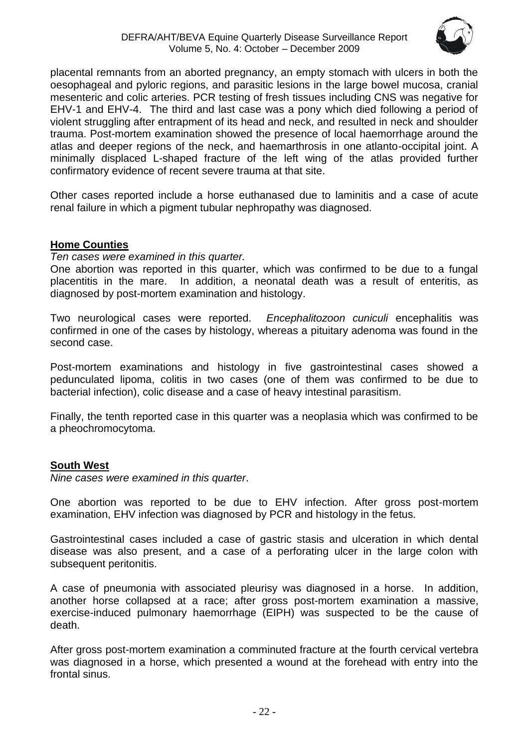placental remnants from an aborted pregnancy, an empty stomach with ulcers in both the oesophageal and pyloric regions, and parasitic lesions in the large bowel mucosa, cranial mesenteric and colic arteries. PCR testing of fresh tissues including CNS was negative for EHV-1 and EHV-4. The third and last case was a pony which died following a period of violent struggling after entrapment of its head and neck, and resulted in neck and shoulder trauma. Post-mortem examination showed the presence of local haemorrhage around the atlas and deeper regions of the neck, and haemarthrosis in one atlanto-occipital joint. A minimally displaced L-shaped fracture of the left wing of the atlas provided further confirmatory evidence of recent severe trauma at that site.

Other cases reported include a horse euthanased due to laminitis and a case of acute renal failure in which a pigment tubular nephropathy was diagnosed.

## Home Counties

*Ten cases were examined in this quarter.*

One abortion was reported in this quarter, which was confirmed to be due to a fungal placentitis in the mare. In addition, a neonatal death was a result of enteritis, as diagnosed by post-mortem examination and histology.

Two neurological cases were reported. *Encephalitozoon cuniculi* encephalitis was confirmed in one of the cases by histology, whereas a pituitary adenoma was found in the second case.

Post-mortem examinations and histology in five gastrointestinal cases showed a pedunculated lipoma, colitis in two cases (one of them was confirmed to be due to bacterial infection), colic disease and a case of heavy intestinal parasitism.

Finally, the tenth reported case in this quarter was a neoplasia which was confirmed to be a pheochromocytoma.

## South West

*Nine cases were examined in this quarter*.

One abortion was reported to be due to EHV infection. After gross post-mortem examination, EHV infection was diagnosed by PCR and histology in the fetus.

Gastrointestinal cases included a case of gastric stasis and ulceration in which dental disease was also present, and a case of a perforating ulcer in the large colon with subsequent peritonitis.

A case of pneumonia with associated pleurisy was diagnosed in a horse. In addition, another horse collapsed at a race; after gross post-mortem examination a massive, exercise-induced pulmonary haemorrhage (EIPH) was suspected to be the cause of death.

After gross post-mortem examination a comminuted fracture at the fourth cervical vertebra was diagnosed in a horse, which presented a wound at the forehead with entry into the frontal sinus.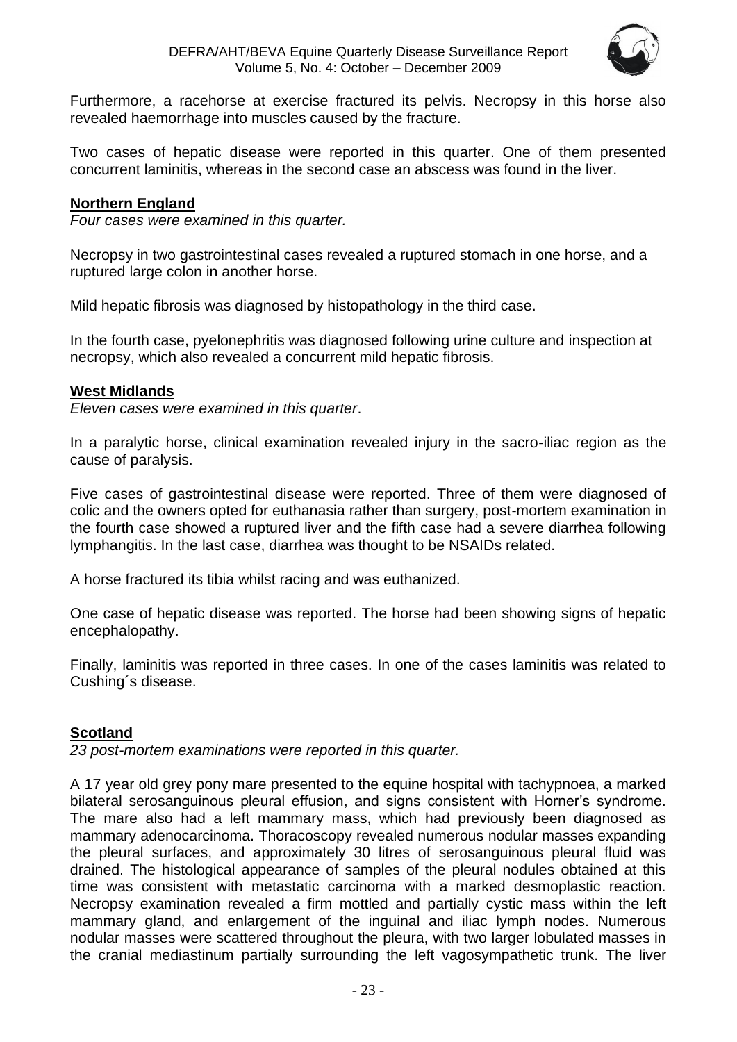Furthermore, a racehorse at exercise fractured its pelvis. Necropsy in this horse also revealed haemorrhage into muscles caused by the fracture.

Two cases of hepatic disease were reported in this quarter. One of them presented concurrent laminitis, whereas in the second case an abscess was found in the liver.

## **Northern England**

*Four cases were examined in this quarter.*

Necropsy in two gastrointestinal cases revealed a ruptured stomach in one horse, and a ruptured large colon in another horse.

Mild hepatic fibrosis was diagnosed by histopathology in the third case.

In the fourth case, pyelonephritis was diagnosed following urine culture and inspection at necropsy, which also revealed a concurrent mild hepatic fibrosis.

## **West Midlands**

*Eleven cases were examined in this quarter*.

In a paralytic horse, clinical examination revealed injury in the sacro-iliac region as the cause of paralysis.

Five cases of gastrointestinal disease were reported. Three of them were diagnosed of colic and the owners opted for euthanasia rather than surgery, post-mortem examination in the fourth case showed a ruptured liver and the fifth case had a severe diarrhea following lymphangitis. In the last case, diarrhea was thought to be NSAIDs related.

A horse fractured its tibia whilst racing and was euthanized.

One case of hepatic disease was reported. The horse had been showing signs of hepatic encephalopathy.

Finally, laminitis was reported in three cases. In one of the cases laminitis was related to Cushing´s disease.

## **Scotland**

*23 post-mortem examinations were reported in this quarter.*

A 17 year old grey pony mare presented to the equine hospital with tachypnoea, a marked bilateral serosanguinous pleural effusion, and signs consistent with Horner's syndrome. The mare also had a left mammary mass, which had previously been diagnosed as mammary adenocarcinoma. Thoracoscopy revealed numerous nodular masses expanding the pleural surfaces, and approximately 30 litres of serosanguinous pleural fluid was drained. The histological appearance of samples of the pleural nodules obtained at this time was consistent with metastatic carcinoma with a marked desmoplastic reaction. Necropsy examination revealed a firm mottled and partially cystic mass within the left mammary gland, and enlargement of the inguinal and iliac lymph nodes. Numerous nodular masses were scattered throughout the pleura, with two larger lobulated masses in the cranial mediastinum partially surrounding the left vagosympathetic trunk. The liver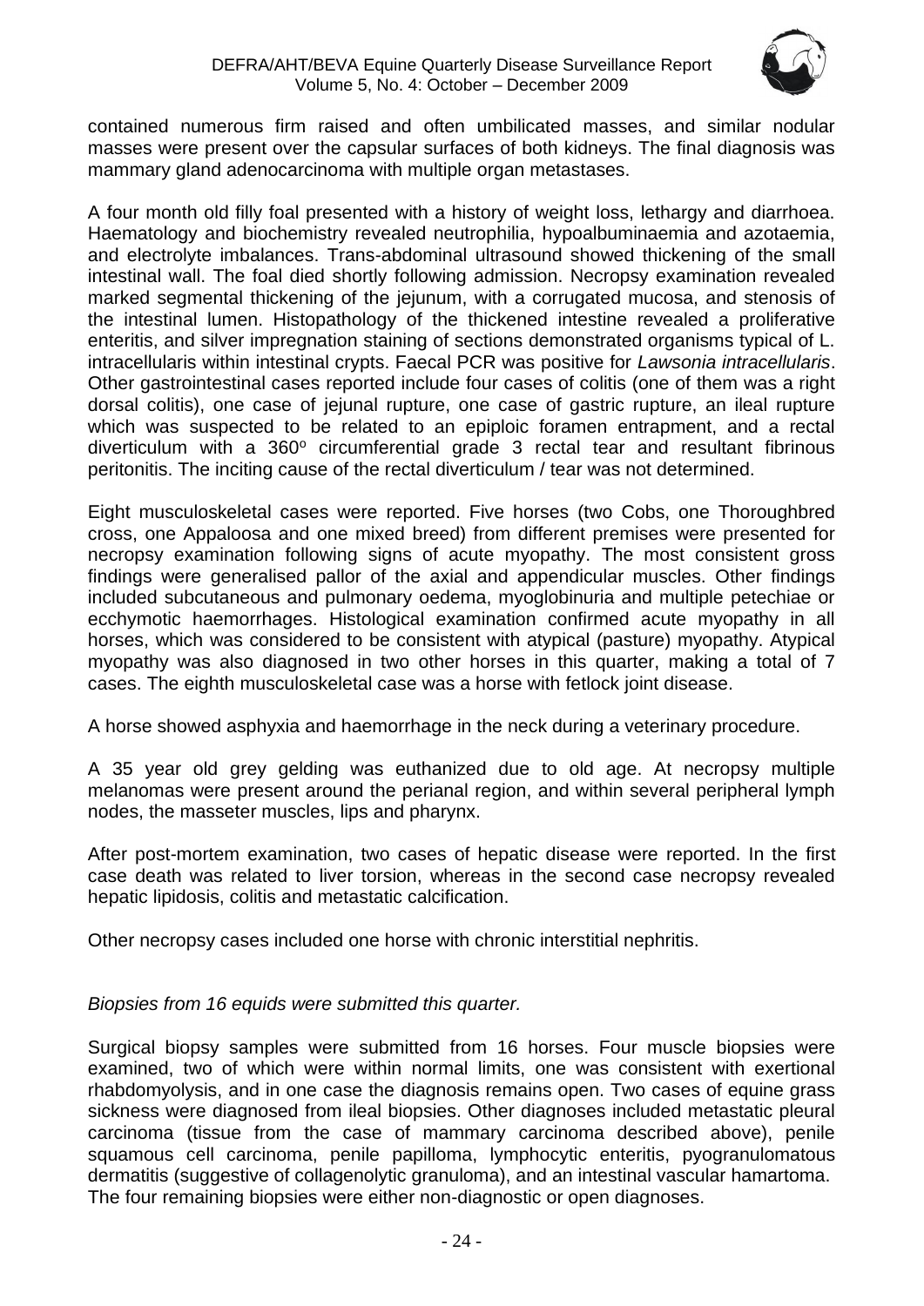contained numerous firm raised and often umbilicated masses, and similar nodular masses were present over the capsular surfaces of both kidneys. The final diagnosis was mammary gland adenocarcinoma with multiple organ metastases.

A four month old filly foal presented with a history of weight loss, lethargy and diarrhoea. Haematology and biochemistry revealed neutrophilia, hypoalbuminaemia and azotaemia, and electrolyte imbalances. Trans-abdominal ultrasound showed thickening of the small intestinal wall. The foal died shortly following admission. Necropsy examination revealed marked segmental thickening of the jejunum, with a corrugated mucosa, and stenosis of the intestinal lumen. Histopathology of the thickened intestine revealed a proliferative enteritis, and silver impregnation staining of sections demonstrated organisms typical of L. intracellularis within intestinal crypts. Faecal PCR was positive for *Lawsonia intracellularis*. Other gastrointestinal cases reported include four cases of colitis (one of them was a right dorsal colitis), one case of jejunal rupture, one case of gastric rupture, an ileal rupture which was suspected to be related to an epiploic foramen entrapment, and a rectal diverticulum with a 360º circumferential grade 3 rectal tear and resultant fibrinous peritonitis. The inciting cause of the rectal diverticulum / tear was not determined.

Eight musculoskeletal cases were reported. Five horses (two Cobs, one Thoroughbred cross, one Appaloosa and one mixed breed) from different premises were presented for necropsy examination following signs of acute myopathy. The most consistent gross findings were generalised pallor of the axial and appendicular muscles. Other findings included subcutaneous and pulmonary oedema, myoglobinuria and multiple petechiae or ecchymotic haemorrhages. Histological examination confirmed acute myopathy in all horses, which was considered to be consistent with atypical (pasture) myopathy. Atypical myopathy was also diagnosed in two other horses in this quarter, making a total of 7 cases. The eighth musculoskeletal case was a horse with fetlock joint disease.

A horse showed asphyxia and haemorrhage in the neck during a veterinary procedure.

A 35 year old grey gelding was euthanized due to old age. At necropsy multiple melanomas were present around the perianal region, and within several peripheral lymph nodes, the masseter muscles, lips and pharynx.

After post-mortem examination, two cases of hepatic disease were reported. In the first case death was related to liver torsion, whereas in the second case necropsy revealed hepatic lipidosis, colitis and metastatic calcification.

Other necropsy cases included one horse with chronic interstitial nephritis.

*Biopsies from 16 equids were submitted this quarter.*

Surgical biopsy samples were submitted from 16 horses. Four muscle biopsies were examined, two of which were within normal limits, one was consistent with exertional rhabdomyolysis, and in one case the diagnosis remains open. Two cases of equine grass sickness were diagnosed from ileal biopsies. Other diagnoses included metastatic pleural carcinoma (tissue from the case of mammary carcinoma described above), penile squamous cell carcinoma, penile papilloma, lymphocytic enteritis, pyogranulomatous dermatitis (suggestive of collagenolytic granuloma), and an intestinal vascular hamartoma. The four remaining biopsies were either non-diagnostic or open diagnoses.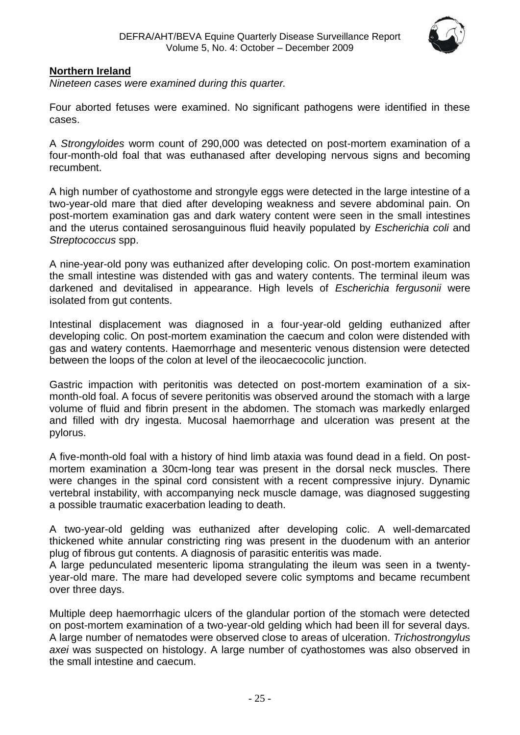## Northern Ireland

*Nineteen cases were examined during this quarter.*

Four aborted fetuses were examined. No significant pathogens were identified in these cases.

A *Strongyloides* worm count of 290,000 was detected on post-mortem examination of a four-month-old foal that was euthanased after developing nervous signs and becoming recumbent.

A high number of cyathostome and strongyle eggs were detected in the large intestine of a two-year-old mare that died after developing weakness and severe abdominal pain. On post-mortem examination gas and dark watery content were seen in the small intestines and the uterus contained serosanguinous fluid heavily populated by *Escherichia coli* and *Streptococcus* spp.

A nine-year-old pony was euthanized after developing colic. On post-mortem examination the small intestine was distended with gas and watery contents. The terminal ileum was darkened and devitalised in appearance. High levels of *Escherichia fergusonii* were isolated from gut contents.

Intestinal displacement was diagnosed in a four-year-old gelding euthanized after developing colic. On post-mortem examination the caecum and colon were distended with gas and watery contents. Haemorrhage and mesenteric venous distension were detected between the loops of the colon at level of the ileocaecocolic junction.

Gastric impaction with peritonitis was detected on post-mortem examination of a six-month-old foal. A focus of severe peritonitis was observed around the stomach with a large volume of fluid and fibrin present in the abdomen. The stomach was markedly enlarged and filled with dry ingesta. Mucosal haemorrhage and ulceration was present at the pylorus.

A five-month-old foal with a history of hind limb ataxia was found dead in a field. On post-mortem examination a 30cm-long tear was present in the dorsal neck muscles. There were changes in the spinal cord consistent with a recent compressive injury. Dynamic vertebral instability, with accompanying neck muscle damage, was diagnosed suggesting a possible traumatic exacerbation leading to death.

A two-year-old gelding was euthanized after developing colic. A well-demarcated thickened white annular constricting ring was present in the duodenum with an anterior plug of fibrous gut contents. A diagnosis of parasitic enteritis was made.

A large pedunculated mesenteric lipoma strangulating the ileum was seen in a twenty-year-old mare. The mare had developed severe colic symptoms and became recumbent over three days.

Multiple deep haemorrhagic ulcers of the glandular portion of the stomach were detected on post-mortem examination of a two-year-old gelding which had been ill for several days. A large number of nematodes were observed close to areas of ulceration. *Trichostrongylus axei* was suspected on histology. A large number of cyathostomes was also observed in the small intestine and caecum.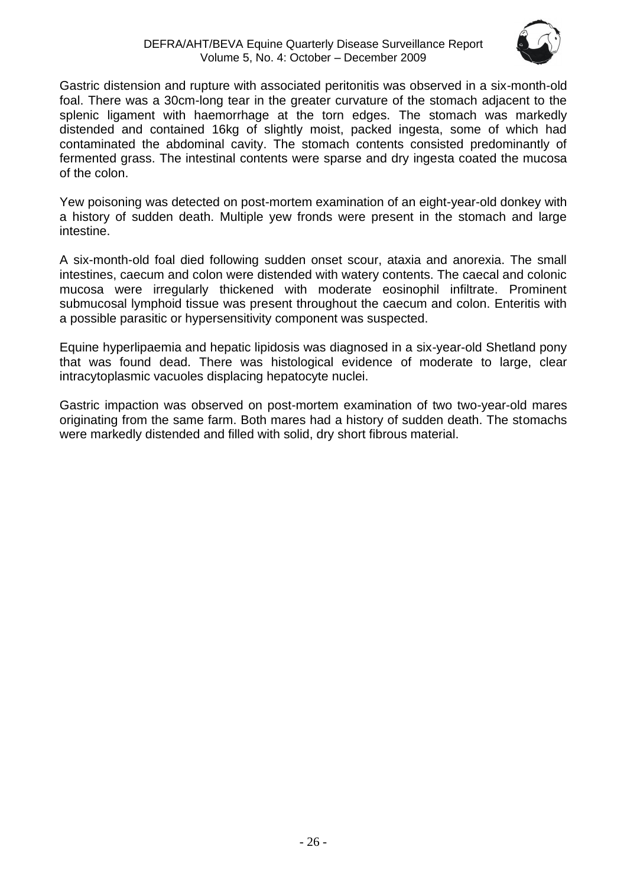Gastric distension and rupture with associated peritonitis was observed in a six-month-old foal. There was a 30cm-long tear in the greater curvature of the stomach adjacent to the splenic ligament with haemorrhage at the torn edges. The stomach was markedly distended and contained 16kg of slightly moist, packed ingesta, some of which had contaminated the abdominal cavity. The stomach contents consisted predominantly of fermented grass. The intestinal contents were sparse and dry ingesta coated the mucosa of the colon.

Yew poisoning was detected on post-mortem examination of an eight-year-old donkey with a history of sudden death. Multiple yew fronds were present in the stomach and large intestine.

A six-month-old foal died following sudden onset scour, ataxia and anorexia. The small intestines, caecum and colon were distended with watery contents. The caecal and colonic mucosa were irregularly thickened with moderate eosinophil infiltrate. Prominent submucosal lymphoid tissue was present throughout the caecum and colon. Enteritis with a possible parasitic or hypersensitivity component was suspected.

Equine hyperlipaemia and hepatic lipidosis was diagnosed in a six-year-old Shetland pony that was found dead. There was histological evidence of moderate to large, clear intracytoplasmic vacuoles displacing hepatocyte nuclei.

Gastric impaction was observed on post-mortem examination of two two-year-old mares originating from the same farm. Both mares had a history of sudden death. The stomachs were markedly distended and filled with solid, dry short fibrous material.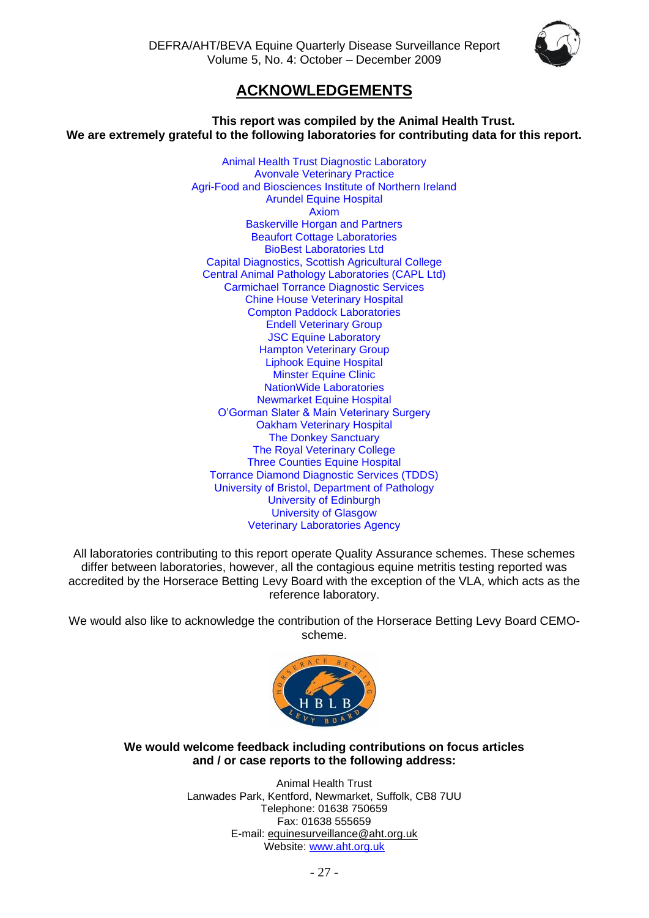# ACKNOWLEDGEMENTS

**This report was compiled by the Animal Health Trust.**
**We are extremely grateful to the following laboratories for contributing data for this report.**

Animal Health Trust Diagnostic Laboratory
Avonvale Veterinary Practice
Agri-Food and Biosciences Institute of Northern Ireland
Arundel Equine Hospital
Axiom
Baskerville Horgan and Partners
Beaufort Cottage Laboratories
BioBest Laboratories Ltd
Capital Diagnostics, Scottish Agricultural College
Central Animal Pathology Laboratories (CAPL Ltd)
Carmichael Torrance Diagnostic Services
Chine House Veterinary Hospital
Compton Paddock Laboratories
Endell Veterinary Group
JSC Equine Laboratory
Hampton Veterinary Group
Liphook Equine Hospital
Minster Equine Clinic
NationWide Laboratories
Newmarket Equine Hospital
O'Gorman Slater & Main Veterinary Surgery
Oakham Veterinary Hospital
The Donkey Sanctuary
The Royal Veterinary College
Three Counties Equine Hospital
Torrance Diamond Diagnostic Services (TDDS)
University of Bristol, Department of Pathology
University of Edinburgh
University of Glasgow
Veterinary Laboratories Agency

All laboratories contributing to this report operate Quality Assurance schemes. These schemes differ between laboratories, however, all the contagious equine metritis testing reported was accredited by the Horserace Betting Levy Board with the exception of the VLA, which acts as the reference laboratory.

We would also like to acknowledge the contribution of the Horserace Betting Levy Board CEMO-scheme.

**We would welcome feedback including contributions on focus articles and / or case reports to the following address:**

Animal Health Trust
Lanwades Park, Kentford, Newmarket, Suffolk, CB8 7UU
Telephone: 01638 750659
Fax: 01638 555659
E-mail: equinesurveillance@aht.org.uk
Website: www.aht.org.uk